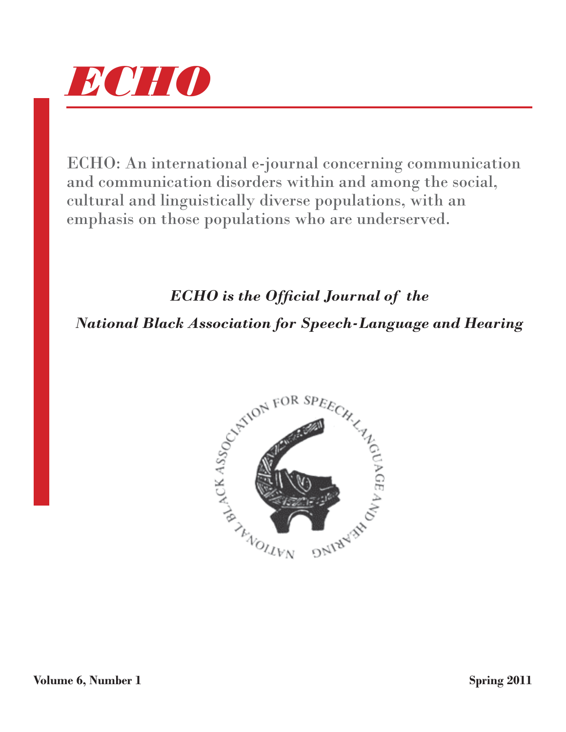# *ECHO*

ECHO: An international e-journal concerning communication and communication disorders within and among the social, cultural and linguistically diverse populations, with an emphasis on those populations who are underserved.

***ECHO is the Official Journal of the***

***National Black Association for Speech-Language and Hearing***

NATIONAL BLACK ASSOCIATION FOR SPEECH-LANGUAGE AND HEARING

**Volume 6, Number 1** **Spring 2011**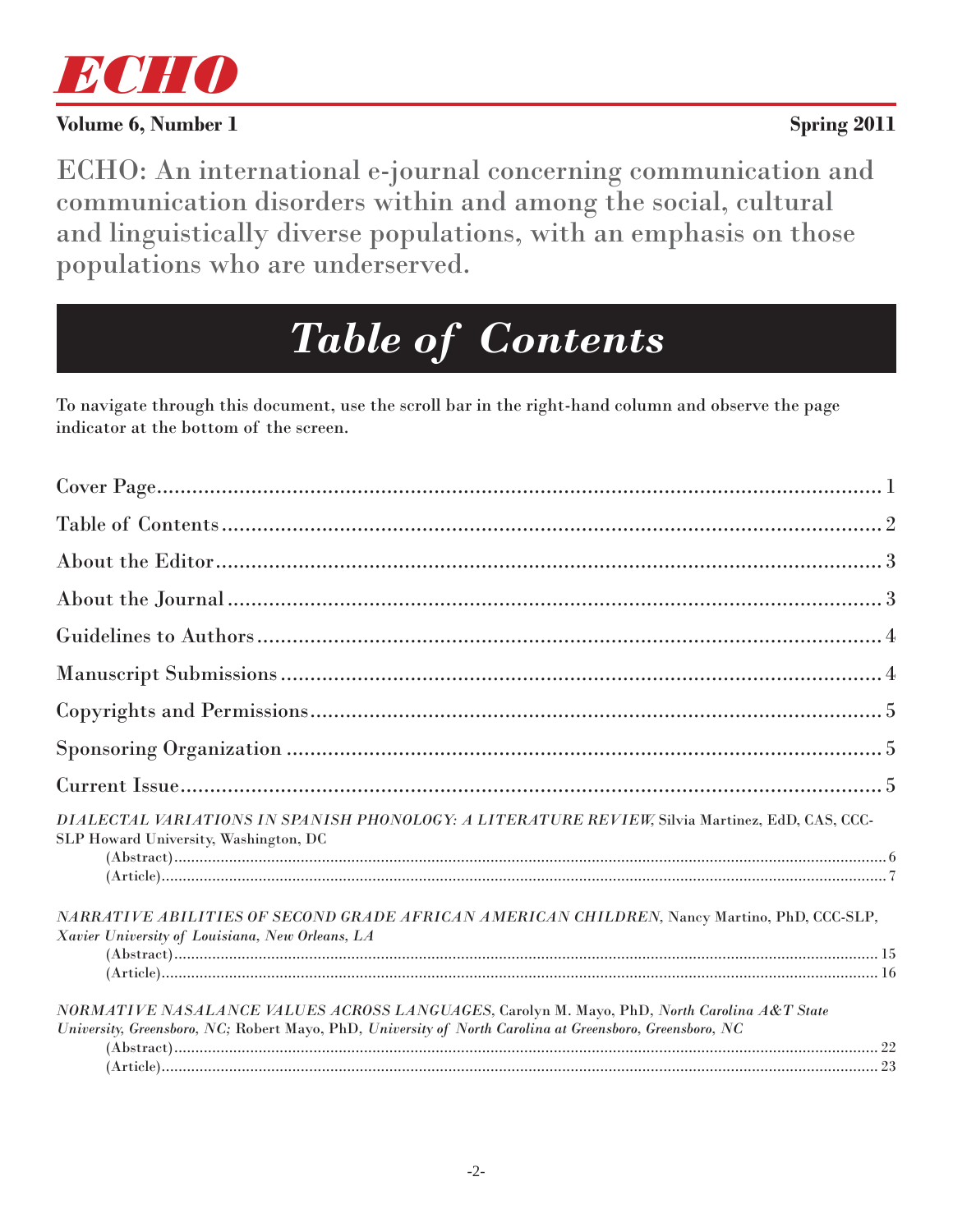# ECHO

**Volume 6, Number 1** **Spring 2011**

ECHO: An international e-journal concerning communication and communication disorders within and among the social, cultural and linguistically diverse populations, with an emphasis on those populations who are underserved.

## *Table of Contents*

To navigate through this document, use the scroll bar in the right-hand column and observe the page indicator at the bottom of the screen.

Cover Page ........................................................................ 1

Table of Contents ........................................................................ 2

About the Editor ........................................................................ 3

About the Journal ........................................................................ 3

Guidelines to Authors ........................................................................ 4

Manuscript Submissions ........................................................................ 4

Copyrights and Permissions ........................................................................ 5

Sponsoring Organization ........................................................................ 5

Current Issue ........................................................................ 5

*DIALECTAL VARIATIONS IN SPANISH PHONOLOGY: A LITERATURE REVIEW,* Silvia Martinez, EdD, CAS, CCC-SLP Howard University, Washington, DC

(Abstract) ........................................................................ 6
(Article) ........................................................................ 7

*NARRATIVE ABILITIES OF SECOND GRADE AFRICAN AMERICAN CHILDREN,* Nancy Martino, PhD, CCC-SLP, *Xavier University of Louisiana, New Orleans, LA*

(Abstract) ........................................................................ 15
(Article) ........................................................................ 16

*NORMATIVE NASALANCE VALUES ACROSS LANGUAGES,* Carolyn M. Mayo, PhD, *North Carolina A&T State University, Greensboro, NC;* Robert Mayo, PhD, *University of North Carolina at Greensboro, Greensboro, NC*

(Abstract) ........................................................................ 22
(Article) ........................................................................ 23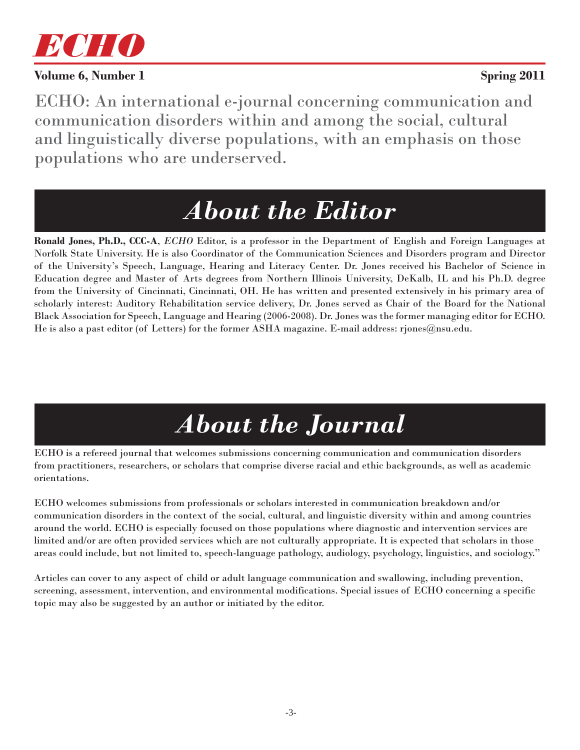ECHO: An international e-journal concerning communication and communication disorders within and among the social, cultural and linguistically diverse populations, with an emphasis on those populations who are underserved.

# *About the Editor*

**Ronald Jones, Ph.D., CCC-A**, *ECHO* Editor, is a professor in the Department of English and Foreign Languages at Norfolk State University. He is also Coordinator of the Communication Sciences and Disorders program and Director of the University's Speech, Language, Hearing and Literacy Center. Dr. Jones received his Bachelor of Science in Education degree and Master of Arts degrees from Northern Illinois University, DeKalb, IL and his Ph.D. degree from the University of Cincinnati, Cincinnati, OH. He has written and presented extensively in his primary area of scholarly interest: Auditory Rehabilitation service delivery, Dr. Jones served as Chair of the Board for the National Black Association for Speech, Language and Hearing (2006-2008). Dr. Jones was the former managing editor for ECHO. He is also a past editor (of Letters) for the former ASHA magazine. E-mail address: rjones@nsu.edu.

# *About the Journal*

ECHO is a refereed journal that welcomes submissions concerning communication and communication disorders from practitioners, researchers, or scholars that comprise diverse racial and ethic backgrounds, as well as academic orientations.

ECHO welcomes submissions from professionals or scholars interested in communication breakdown and/or communication disorders in the context of the social, cultural, and linguistic diversity within and among countries around the world. ECHO is especially focused on those populations where diagnostic and intervention services are limited and/or are often provided services which are not culturally appropriate. It is expected that scholars in those areas could include, but not limited to, speech-language pathology, audiology, psychology, linguistics, and sociology."

Articles can cover to any aspect of child or adult language communication and swallowing, including prevention, screening, assessment, intervention, and environmental modifications. Special issues of ECHO concerning a specific topic may also be suggested by an author or initiated by the editor.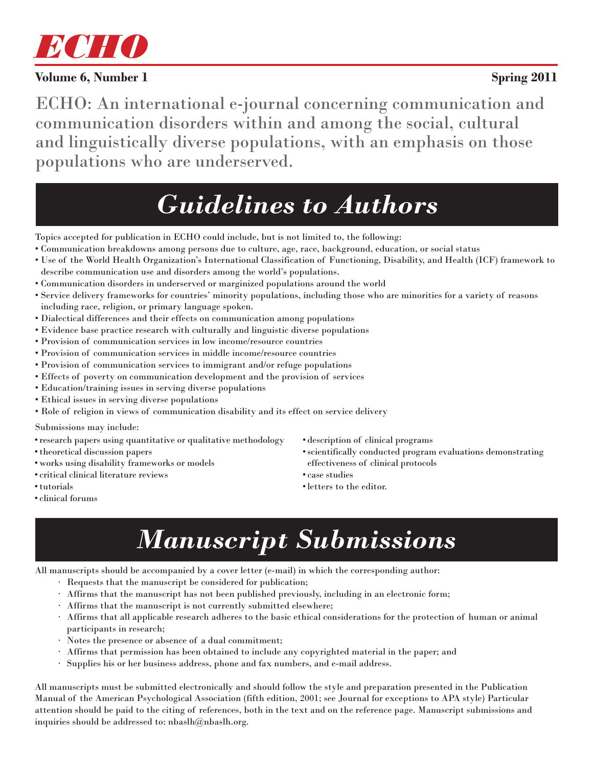# ECHO

**Volume 6, Number 1** **Spring 2011**

ECHO: An international e-journal concerning communication and communication disorders within and among the social, cultural and linguistically diverse populations, with an emphasis on those populations who are underserved.

## *Guidelines to Authors*

Topics accepted for publication in ECHO could include, but is not limited to, the following:

- Communication breakdowns among persons due to culture, age, race, background, education, or social status
- Use of the World Health Organization's International Classification of Functioning, Disability, and Health (ICF) framework to describe communication use and disorders among the world's populations.
- Communication disorders in underserved or marginized populations around the world
- Service delivery frameworks for countries' minority populations, including those who are minorities for a variety of reasons including race, religion, or primary language spoken.
- Dialectical differences and their effects on communication among populations
- Evidence base practice research with culturally and linguistic diverse populations
- Provision of communication services in low income/resource countries
- Provision of communication services in middle income/resource countries
- Provision of communication services to immigrant and/or refuge populations
- Effects of poverty on communication development and the provision of services
- Education/training issues in serving diverse populations
- Ethical issues in serving diverse populations
- Role of religion in views of communication disability and its effect on service delivery

Submissions may include:

- research papers using quantitative or qualitative methodology
- theoretical discussion papers
- works using disability frameworks or models
- critical clinical literature reviews
- tutorials
- clinical forums
- description of clinical programs
- scientifically conducted program evaluations demonstrating effectiveness of clinical protocols
- case studies
- letters to the editor.

## *Manuscript Submissions*

All manuscripts should be accompanied by a cover letter (e-mail) in which the corresponding author:

- Requests that the manuscript be considered for publication;
- Affirms that the manuscript has not been published previously, including in an electronic form;
- Affirms that the manuscript is not currently submitted elsewhere;
- Affirms that all applicable research adheres to the basic ethical considerations for the protection of human or animal participants in research;
- Notes the presence or absence of a dual commitment;
- Affirms that permission has been obtained to include any copyrighted material in the paper; and
- Supplies his or her business address, phone and fax numbers, and e-mail address.

All manuscripts must be submitted electronically and should follow the style and preparation presented in the Publication Manual of the American Psychological Association (fifth edition, 2001; see Journal for exceptions to APA style) Particular attention should be paid to the citing of references, both in the text and on the reference page. Manuscript submissions and inquiries should be addressed to: nbaslh@nbaslh.org.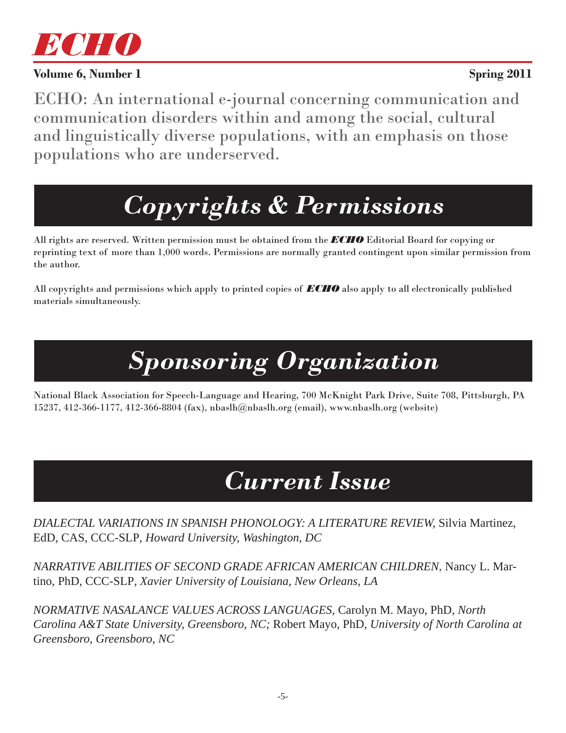# ECHO

**Volume 6, Number 1** **Spring 2011**

ECHO: An international e-journal concerning communication and communication disorders within and among the social, cultural and linguistically diverse populations, with an emphasis on those populations who are underserved.

## *Copyrights & Permissions*

All rights are reserved. Written permission must be obtained from the ***ECHO*** Editorial Board for copying or reprinting text of more than 1,000 words. Permissions are normally granted contingent upon similar permission from the author.

All copyrights and permissions which apply to printed copies of ***ECHO*** also apply to all electronically published materials simultaneously.

## *Sponsoring Organization*

National Black Association for Speech-Language and Hearing, 700 McKnight Park Drive, Suite 708, Pittsburgh, PA 15237, 412-366-1177, 412-366-8804 (fax), nbaslh@nbaslh.org (email), www.nbaslh.org (website)

## *Current Issue*

*DIALECTAL VARIATIONS IN SPANISH PHONOLOGY: A LITERATURE REVIEW,* Silvia Martinez, EdD, CAS, CCC-SLP, *Howard University, Washington, DC*

*NARRATIVE ABILITIES OF SECOND GRADE AFRICAN AMERICAN CHILDREN*, Nancy L. Martino, PhD, CCC-SLP, *Xavier University of Louisiana, New Orleans, LA*

*NORMATIVE NASALANCE VALUES ACROSS LANGUAGES,* Carolyn M. Mayo, PhD, *North Carolina A&T State University, Greensboro, NC;* Robert Mayo, PhD, *University of North Carolina at Greensboro, Greensboro, NC*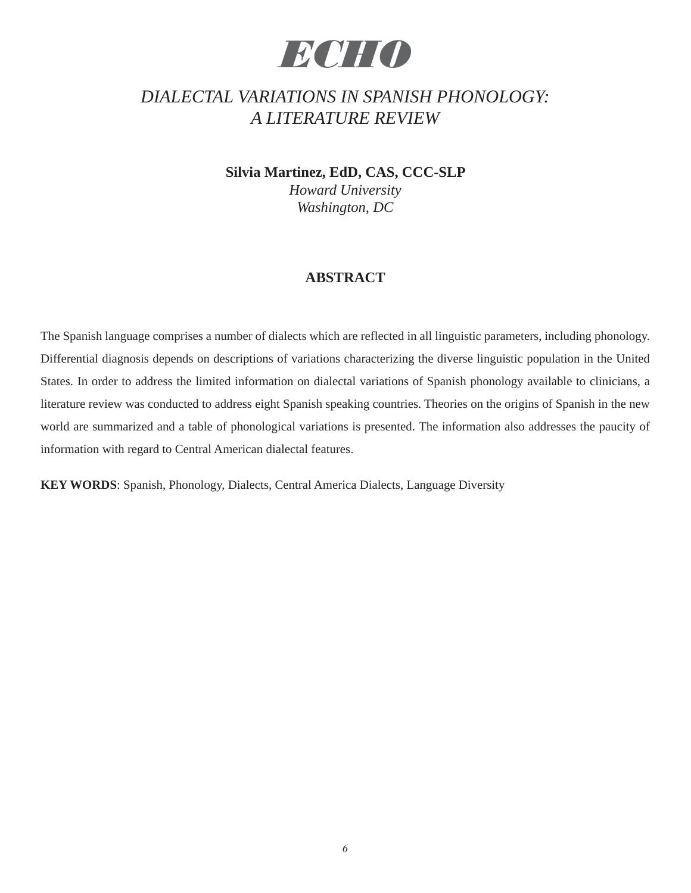# ECHO

## *DIALECTAL VARIATIONS IN SPANISH PHONOLOGY: A LITERATURE REVIEW*

**Silvia Martinez, EdD, CAS, CCC-SLP**
*Howard University*
*Washington, DC*

### ABSTRACT

The Spanish language comprises a number of dialects which are reflected in all linguistic parameters, including phonology. Differential diagnosis depends on descriptions of variations characterizing the diverse linguistic population in the United States. In order to address the limited information on dialectal variations of Spanish phonology available to clinicians, a literature review was conducted to address eight Spanish speaking countries. Theories on the origins of Spanish in the new world are summarized and a table of phonological variations is presented. The information also addresses the paucity of information with regard to Central American dialectal features.

**KEY WORDS**: Spanish, Phonology, Dialects, Central America Dialects, Language Diversity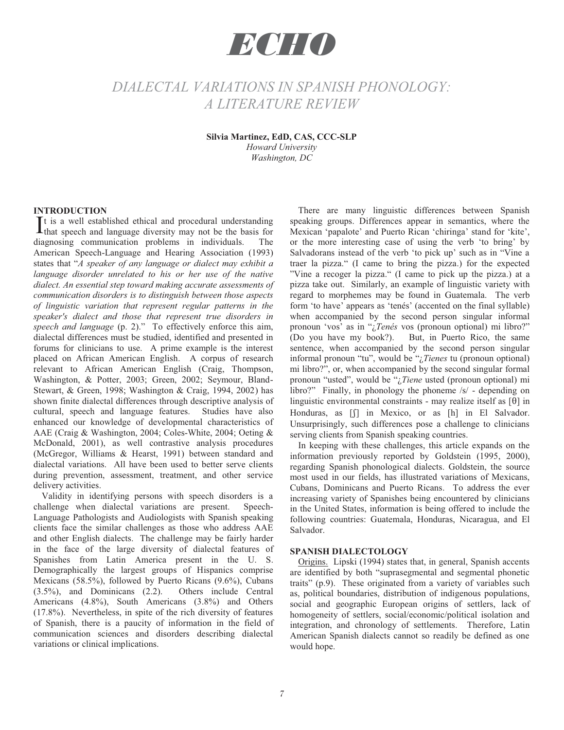# ECHO

## DIALECTAL VARIATIONS IN SPANISH PHONOLOGY: A LITERATURE REVIEW

**Silvia Martinez, EdD, CAS, CCC-SLP**
*Howard University*
*Washington, DC*

### INTRODUCTION

It is a well established ethical and procedural understanding that speech and language diversity may not be the basis for diagnosing communication problems in individuals. The American Speech-Language and Hearing Association (1993) states that "*A speaker of any language or dialect may exhibit a language disorder unrelated to his or her use of the native dialect. An essential step toward making accurate assessments of communication disorders is to distinguish between those aspects of linguistic variation that represent regular patterns in the speaker's dialect and those that represent true disorders in speech and language* (p. 2)." To effectively enforce this aim, dialectal differences must be studied, identified and presented in forums for clinicians to use. A prime example is the interest placed on African American English. A corpus of research relevant to African American English (Craig, Thompson, Washington, & Potter, 2003; Green, 2002; Seymour, Bland-Stewart, & Green, 1998; Washington & Craig, 1994, 2002) has shown finite dialectal differences through descriptive analysis of cultural, speech and language features. Studies have also enhanced our knowledge of developmental characteristics of AAE (Craig & Washington, 2004; Coles-White, 2004; Oeting & McDonald, 2001), as well contrastive analysis procedures (McGregor, Williams & Hearst, 1991) between standard and dialectal variations. All have been used to better serve clients during prevention, assessment, treatment, and other service delivery activities.

Validity in identifying persons with speech disorders is a challenge when dialectal variations are present. Speech-Language Pathologists and Audiologists with Spanish speaking clients face the similar challenges as those who address AAE and other English dialects. The challenge may be fairly harder in the face of the large diversity of dialectal features of Spanishes from Latin America present in the U. S. Demographically the largest groups of Hispanics comprise Mexicans (58.5%), followed by Puerto Ricans (9.6%), Cubans (3.5%), and Dominicans (2.2). Others include Central Americans (4.8%), South Americans (3.8%) and Others (17.8%). Nevertheless, in spite of the rich diversity of features of Spanish, there is a paucity of information in the field of communication sciences and disorders describing dialectal variations or clinical implications.

There are many linguistic differences between Spanish speaking groups. Differences appear in semantics, where the Mexican 'papalote' and Puerto Rican 'chiringa' stand for 'kite', or the more interesting case of using the verb 'to bring' by Salvadorans instead of the verb 'to pick up' such as in "Vine a traer la pizza." (I came to bring the pizza.) for the expected "Vine a recoger la pizza." (I came to pick up the pizza.) at a pizza take out. Similarly, an example of linguistic variety with regard to morphemes may be found in Guatemala. The verb form 'to have' appears as 'tenés' (accented on the final syllable) when accompanied by the second person singular informal pronoun 'vos' as in "¿*Tenés* vos (pronoun optional) mi libro?" (Do you have my book?). But, in Puerto Rico, the same sentence, when accompanied by the second person singular informal pronoun "tu", would be "¿*Tienes* tu (pronoun optional) mi libro?", or, when accompanied by the second singular formal pronoun "usted", would be "¿*Tiene* usted (pronoun optional) mi libro?" Finally, in phonology the phoneme /s/ - depending on linguistic environmental constraints - may realize itself as [θ] in Honduras, as [ʃ] in Mexico, or as [h] in El Salvador. Unsurprisingly, such differences pose a challenge to clinicians serving clients from Spanish speaking countries.

In keeping with these challenges, this article expands on the information previously reported by Goldstein (1995, 2000), regarding Spanish phonological dialects. Goldstein, the source most used in our fields, has illustrated variations of Mexicans, Cubans, Dominicans and Puerto Ricans. To address the ever increasing variety of Spanishes being encountered by clinicians in the United States, information is being offered to include the following countries: Guatemala, Honduras, Nicaragua, and El Salvador.

### SPANISH DIALECTOLOGY

Origins. Lipski (1994) states that, in general, Spanish accents are identified by both "suprasegmental and segmental phonetic traits" (p.9). These originated from a variety of variables such as, political boundaries, distribution of indigenous populations, social and geographic European origins of settlers, lack of homogeneity of settlers, social/economic/political isolation and integration, and chronology of settlements. Therefore, Latin American Spanish dialects cannot so readily be defined as one would hope.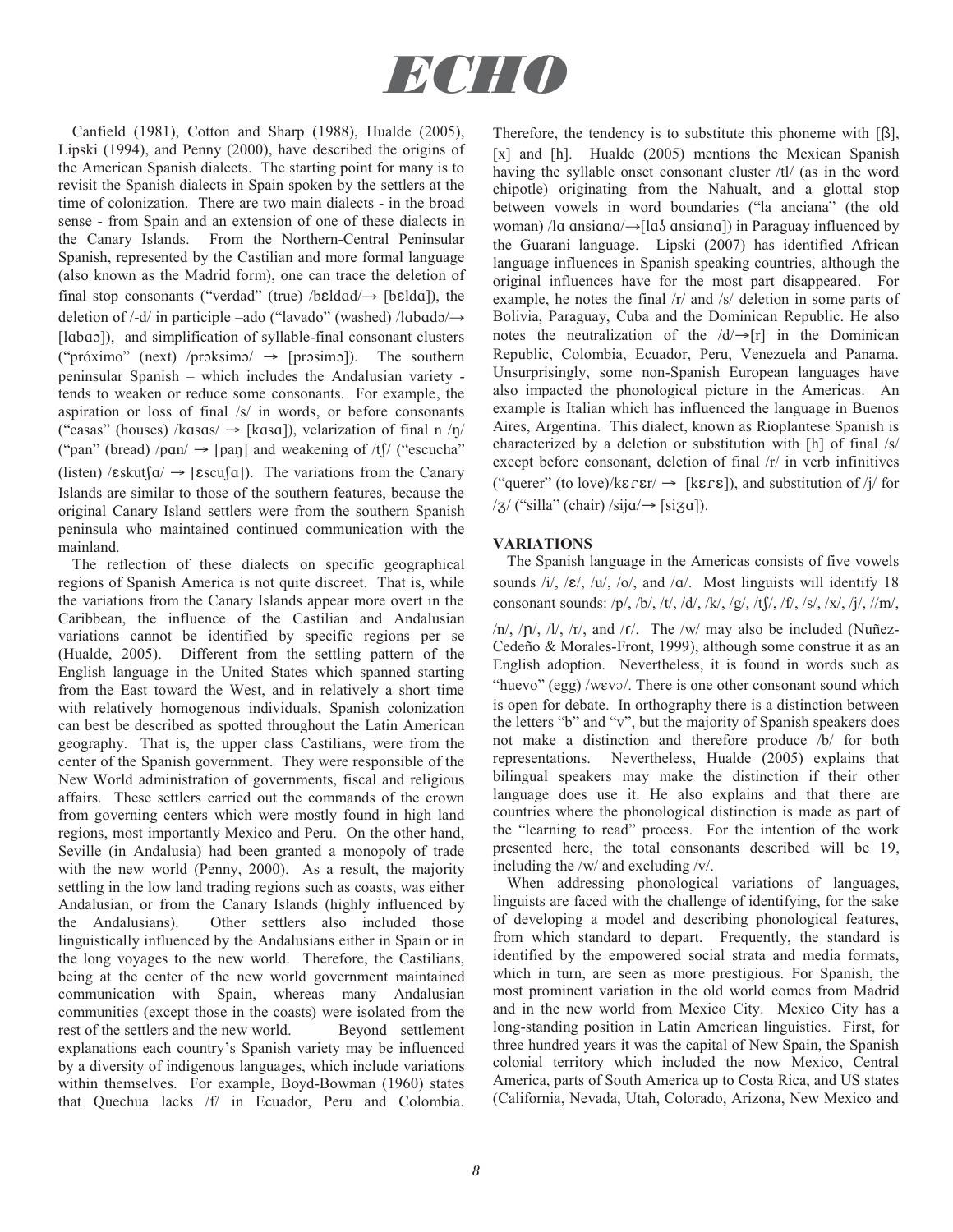Canfield (1981), Cotton and Sharp (1988), Hualde (2005), Lipski (1994), and Penny (2000), have described the origins of the American Spanish dialects. The starting point for many is to revisit the Spanish dialects in Spain spoken by the settlers at the time of colonization. There are two main dialects - in the broad sense - from Spain and an extension of one of these dialects in the Canary Islands. From the Northern-Central Peninsular Spanish, represented by the Castilian and more formal language (also known as the Madrid form), one can trace the deletion of final stop consonants ("verdad" (true) /bɛldad/→ [bɛldɑ]), the deletion of /-d/ in participle –ado ("lavado" (washed) /lɑbɑdɔ/→ [lɑbɑɔ]), and simplification of syllable-final consonant clusters ("próximo" (next) /prɔksimɔ/ → [prɔsimɔ]). The southern peninsular Spanish – which includes the Andalusian variety - tends to weaken or reduce some consonants. For example, the aspiration or loss of final /s/ in words, or before consonants ("casas" (houses) /kɑsɑs/ → [kɑsɑ]), velarization of final n /ŋ/ ("pan" (bread) /pɑn/ → [paŋ] and weakening of /tʃ/ ("escucha" (listen) /ɛskutʃɑ/ → [ɛscuʃɑ]). The variations from the Canary Islands are similar to those of the southern features, because the original Canary Island settlers were from the southern Spanish peninsula who maintained continued communication with the mainland.

The reflection of these dialects on specific geographical regions of Spanish America is not quite discreet. That is, while the variations from the Canary Islands appear more overt in the Caribbean, the influence of the Castilian and Andalusian variations cannot be identified by specific regions per se (Hualde, 2005). Different from the settling pattern of the English language in the United States which spanned starting from the East toward the West, and in relatively a short time with relatively homogenous individuals, Spanish colonization can best be described as spotted throughout the Latin American geography. That is, the upper class Castilians, were from the center of the Spanish government. They were responsible of the New World administration of governments, fiscal and religious affairs. These settlers carried out the commands of the crown from governing centers which were mostly found in high land regions, most importantly Mexico and Peru. On the other hand, Seville (in Andalusia) had been granted a monopoly of trade with the new world (Penny, 2000). As a result, the majority settling in the low land trading regions such as coasts, was either Andalusian, or from the Canary Islands (highly influenced by the Andalusians). Other settlers also included those linguistically influenced by the Andalusians either in Spain or in the long voyages to the new world. Therefore, the Castilians, being at the center of the new world government maintained communication with Spain, whereas many Andalusian communities (except those in the coasts) were isolated from the rest of the settlers and the new world. Beyond settlement explanations each country's Spanish variety may be influenced by a diversity of indigenous languages, which include variations within themselves. For example, Boyd-Bowman (1960) states that Quechua lacks /f/ in Ecuador, Peru and Colombia. Therefore, the tendency is to substitute this phoneme with [β], [x] and [h]. Hualde (2005) mentions the Mexican Spanish having the syllable onset consonant cluster /tl/ (as in the word chipotle) originating from the Nahualt, and a glottal stop between vowels in word boundaries ("la anciana" (the old woman) /lɑ ɑnsiɑnɑ/→[lɑʔ ɑnsiɑnɑ]) in Paraguay influenced by the Guarani language. Lipski (2007) has identified African language influences in Spanish speaking countries, although the original influences have for the most part disappeared. For example, he notes the final /r/ and /s/ deletion in some parts of Bolivia, Paraguay, Cuba and the Dominican Republic. He also notes the neutralization of the /d/→[r] in the Dominican Republic, Colombia, Ecuador, Peru, Venezuela and Panama. Unsurprisingly, some non-Spanish European languages have also impacted the phonological picture in the Americas. An example is Italian which has influenced the language in Buenos Aires, Argentina. This dialect, known as Rioplantese Spanish is characterized by a deletion or substitution with [h] of final /s/ except before consonant, deletion of final /r/ in verb infinitives ("querer" (to love)/kɛɾɛr/ → [kɛɾɛ]), and substitution of /j/ for /ʒ/ ("silla" (chair) /sijɑ/→ [siʒɑ]).

## VARIATIONS

The Spanish language in the Americas consists of five vowels sounds /i/, /ɛ/, /u/, /o/, and /ɑ/. Most linguists will identify 18 consonant sounds: /p/, /b/, /t/, /d/, /k/, /g/, /tʃ/, /f/, /s/, /x/, /j/, //m/, /n/, /ɲ/, /l/, /r/, and /ɾ/. The /w/ may also be included (Nuñez-Cedeño & Morales-Front, 1999), although some construe it as an English adoption. Nevertheless, it is found in words such as "huevo" (egg) /wɛvɔ/. There is one other consonant sound which is open for debate. In orthography there is a distinction between the letters "b" and "v", but the majority of Spanish speakers does not make a distinction and therefore produce /b/ for both representations. Nevertheless, Hualde (2005) explains that bilingual speakers may make the distinction if their other language does use it. He also explains and that there are countries where the phonological distinction is made as part of the "learning to read" process. For the intention of the work presented here, the total consonants described will be 19, including the /w/ and excluding /v/.

When addressing phonological variations of languages, linguists are faced with the challenge of identifying, for the sake of developing a model and describing phonological features, from which standard to depart. Frequently, the standard is identified by the empowered social strata and media formats, which in turn, are seen as more prestigious. For Spanish, the most prominent variation in the old world comes from Madrid and in the new world from Mexico City. Mexico City has a long-standing position in Latin American linguistics. First, for three hundred years it was the capital of New Spain, the Spanish colonial territory which included the now Mexico, Central America, parts of South America up to Costa Rica, and US states (California, Nevada, Utah, Colorado, Arizona, New Mexico and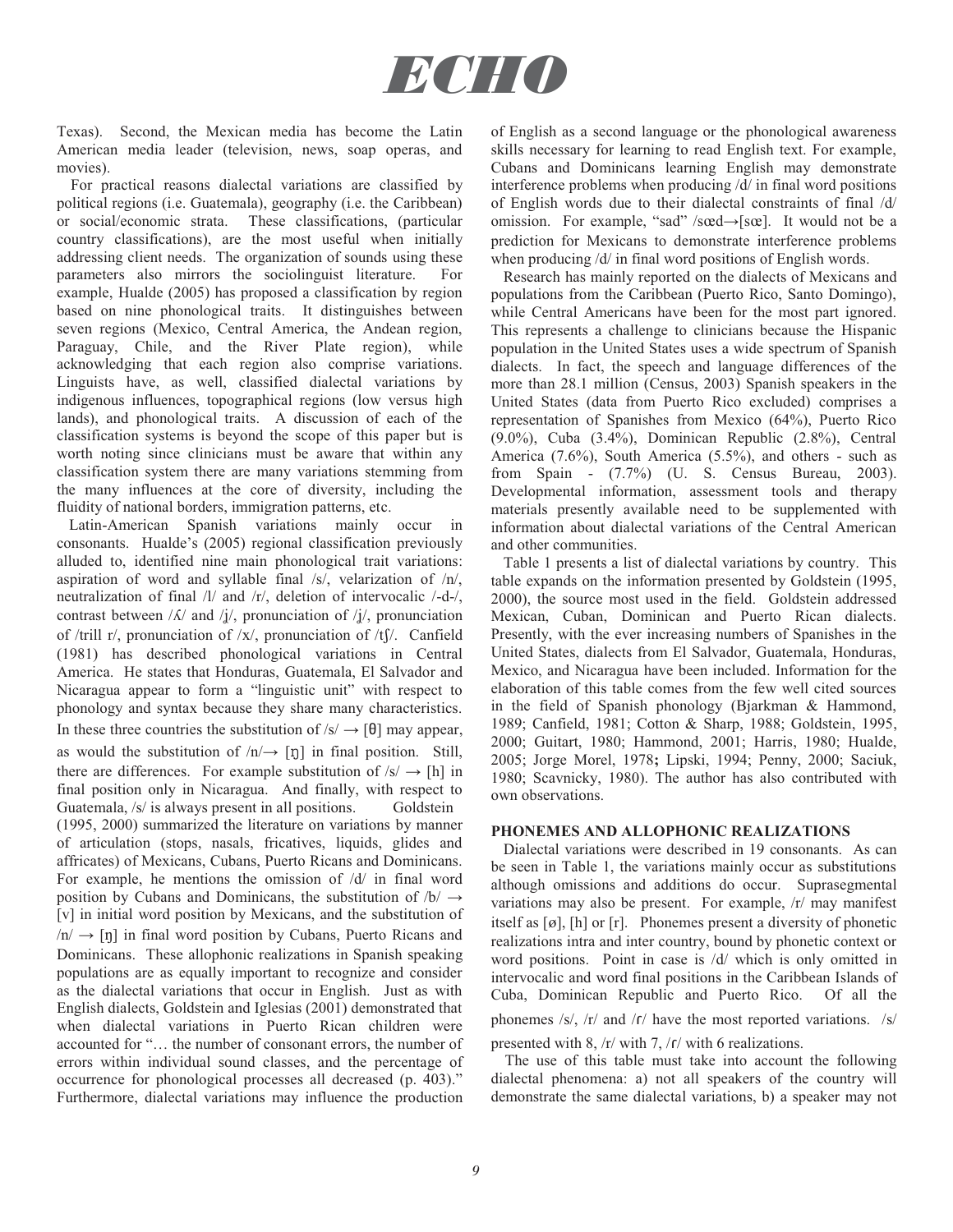Texas). Second, the Mexican media has become the Latin American media leader (television, news, soap operas, and movies).

For practical reasons dialectal variations are classified by political regions (i.e. Guatemala), geography (i.e. the Caribbean) or social/economic strata. These classifications, (particular country classifications), are the most useful when initially addressing client needs. The organization of sounds using these parameters also mirrors the sociolinguist literature. For example, Hualde (2005) has proposed a classification by region based on nine phonological traits. It distinguishes between seven regions (Mexico, Central America, the Andean region, Paraguay, Chile, and the River Plate region), while acknowledging that each region also comprise variations. Linguists have, as well, classified dialectal variations by indigenous influences, topographical regions (low versus high lands), and phonological traits. A discussion of each of the classification systems is beyond the scope of this paper but is worth noting since clinicians must be aware that within any classification system there are many variations stemming from the many influences at the core of diversity, including the fluidity of national borders, immigration patterns, etc.

Latin-American Spanish variations mainly occur in consonants. Hualde's (2005) regional classification previously alluded to, identified nine main phonological trait variations: aspiration of word and syllable final /s/, velarization of /n/, neutralization of final /l/ and /r/, deletion of intervocalic /-d-/, contrast between /ʎ/ and /ʝ/, pronunciation of /ʝ/, pronunciation of /trill r/, pronunciation of /x/, pronunciation of /tʃ/. Canfield (1981) has described phonological variations in Central America. He states that Honduras, Guatemala, El Salvador and Nicaragua appear to form a "linguistic unit" with respect to phonology and syntax because they share many characteristics. In these three countries the substitution of /s/ → [θ] may appear, as would the substitution of /n/→ [ŋ] in final position. Still, there are differences. For example substitution of /s/ → [h] in final position only in Nicaragua. And finally, with respect to Guatemala, /s/ is always present in all positions. Goldstein (1995, 2000) summarized the literature on variations by manner of articulation (stops, nasals, fricatives, liquids, glides and affricates) of Mexicans, Cubans, Puerto Ricans and Dominicans. For example, he mentions the omission of /d/ in final word position by Cubans and Dominicans, the substitution of /b/ → [v] in initial word position by Mexicans, and the substitution of /n/ → [ŋ] in final word position by Cubans, Puerto Ricans and Dominicans. These allophonic realizations in Spanish speaking populations are as equally important to recognize and consider as the dialectal variations that occur in English. Just as with English dialects, Goldstein and Iglesias (2001) demonstrated that when dialectal variations in Puerto Rican children were accounted for "… the number of consonant errors, the number of errors within individual sound classes, and the percentage of occurrence for phonological processes all decreased (p. 403)." Furthermore, dialectal variations may influence the production of English as a second language or the phonological awareness skills necessary for learning to read English text. For example, Cubans and Dominicans learning English may demonstrate interference problems when producing /d/ in final word positions of English words due to their dialectal constraints of final /d/ omission. For example, "sad" /sœd→[sœ]. It would not be a prediction for Mexicans to demonstrate interference problems when producing /d/ in final word positions of English words.

Research has mainly reported on the dialects of Mexicans and populations from the Caribbean (Puerto Rico, Santo Domingo), while Central Americans have been for the most part ignored. This represents a challenge to clinicians because the Hispanic population in the United States uses a wide spectrum of Spanish dialects. In fact, the speech and language differences of the more than 28.1 million (Census, 2003) Spanish speakers in the United States (data from Puerto Rico excluded) comprises a representation of Spanishes from Mexico (64%), Puerto Rico (9.0%), Cuba (3.4%), Dominican Republic (2.8%), Central America (7.6%), South America (5.5%), and others - such as from Spain - (7.7%) (U. S. Census Bureau, 2003). Developmental information, assessment tools and therapy materials presently available need to be supplemented with information about dialectal variations of the Central American and other communities.

Table 1 presents a list of dialectal variations by country. This table expands on the information presented by Goldstein (1995, 2000), the source most used in the field. Goldstein addressed Mexican, Cuban, Dominican and Puerto Rican dialects. Presently, with the ever increasing numbers of Spanishes in the United States, dialects from El Salvador, Guatemala, Honduras, Mexico, and Nicaragua have been included. Information for the elaboration of this table comes from the few well cited sources in the field of Spanish phonology (Bjarkman & Hammond, 1989; Canfield, 1981; Cotton & Sharp, 1988; Goldstein, 1995, 2000; Guitart, 1980; Hammond, 2001; Harris, 1980; Hualde, 2005; Jorge Morel, 1978; Lipski, 1994; Penny, 2000; Saciuk, 1980; Scavnicky, 1980). The author has also contributed with own observations.

## PHONEMES AND ALLOPHONIC REALIZATIONS

Dialectal variations were described in 19 consonants. As can be seen in Table 1, the variations mainly occur as substitutions although omissions and additions do occur. Suprasegmental variations may also be present. For example, /r/ may manifest itself as [ø], [h] or [r]. Phonemes present a diversity of phonetic realizations intra and inter country, bound by phonetic context or word positions. Point in case is /d/ which is only omitted in intervocalic and word final positions in the Caribbean Islands of Cuba, Dominican Republic and Puerto Rico. Of all the phonemes /s/, /r/ and /ɾ/ have the most reported variations. /s/ presented with 8, /r/ with 7, /ɾ/ with 6 realizations.

The use of this table must take into account the following dialectal phenomena: a) not all speakers of the country will demonstrate the same dialectal variations, b) a speaker may not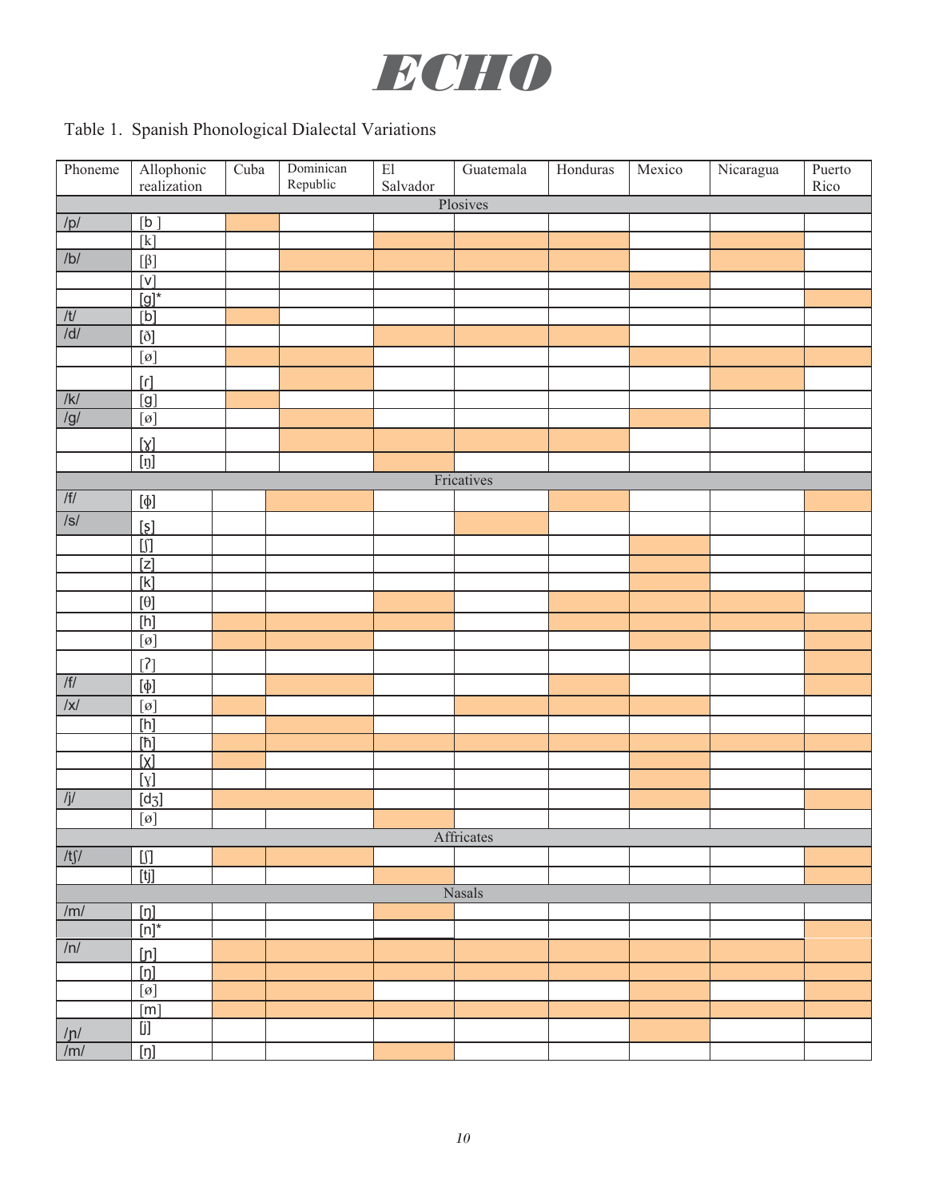Table 1. Spanish Phonological Dialectal Variations

Shaded cells in the original table are marked here with X.

| Phoneme | Allophonic realization | Cuba | Dominican Republic | El Salvador | Guatemala | Honduras | Mexico | Nicaragua | Puerto Rico |
|---|---|---|---|---|---|---|---|---|---|
| **Plosives** | | | | | | | | | |
| /p/ | [b ] | X | | | | | | | |
| | [k] | | | X | X | X | | X | |
| /b/ | [β] | | X | X | X | X | | X | |
| | [v] | | | | | | X | | |
| | [g]* | | | | | | | | X |
| /t/ | [b] | X | | | | | | | |
| /d/ | [ð] | | | X | X | X | | | |
| | [ø] | X | X | | | | X | X | X |
| | [ɾ] | | X | | | | | X | |
| /k/ | [g] | X | | | | | | | |
| /g/ | [ø] | | X | | | | X | | |
| | [ɣ] | | X | X | X | X | | | |
| | [ŋ] | | | X | | | | | |
| **Fricatives** | | | | | | | | | |
| /f/ | [ɸ] | | X | | | X | | | X |
| /s/ | [s̺] | | | | X | | | | |
| | [ʃ] | | | | | | X | | |
| | [z] | | | | | | X | | |
| | [k] | | | | | | X | | |
| | [θ] | | | X | | X | X | X | |
| | [h] | X | X | X | | X | X | X | X |
| | [ø] | X | X | | | | X | | X |
| | [ʔ] | | | | | | | | X |
| /f/ | [ɸ] | | X | | | X | | | X |
| /x/ | [ø] | X | | | X | X | X | | |
| | [h] | | X | | | | | | |
| | [ħ] | X | X | X | X | X | X | X | X |
| | [χ] | X | | | | | X | | |
| | [ɣ] | | | | | | X | | |
| /j/ | [dʒ] | X | X | | | | X | | X |
| | [ø] | | | X | | | | | |
| **Affricates** | | | | | | | | | |
| /tʃ/ | [ʃ] | X | X | | | | | | X |
| | [tj] | | | X | | | | | X |
| **Nasals** | | | | | | | | | |
| /m/ | [ŋ] | | | X | | | | | |
| | [n]* | | | | | | | | X |
| /n/ | [ɲ] | X | X | X | X | X | X | X | X |
| | [ŋ] | X | X | X | X | X | X | X | X |
| | [ø] | X | X | | | | | | X |
| | [m] | X | X | X | X | X | X | X | X |
| /ɲ/ | [j] | | | | | | X | | |
| /m/ | [ŋ] | | | X | | | | | |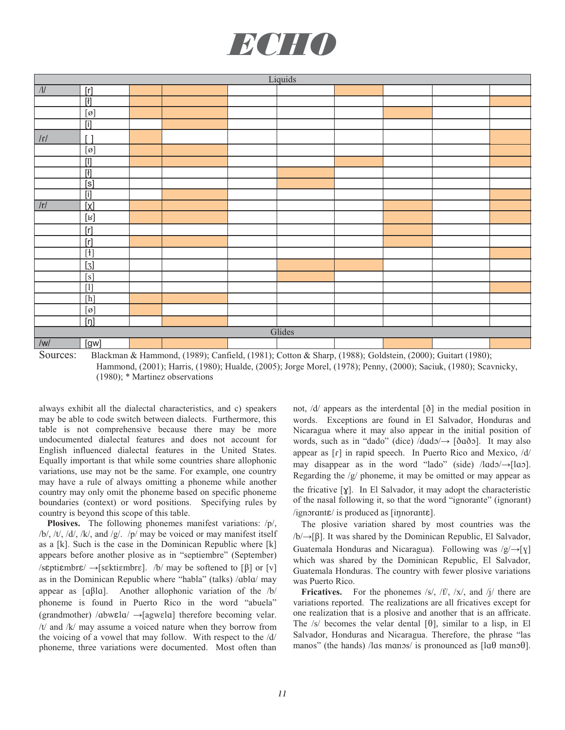| | | | | | | | | | |
|---|---|---|---|---|---|---|---|---|---|
| | | | | | Liquids | | | | |
| /l/ | [r] | ■ | ■ | | | ■ | | | |
| | [ɫ] | ■ | ■ | | | | | | ■ |
| | [ø] | ■ | ■ | | | | ■ | | |
| | [i] | | ■ | | | | | | |
| /ɾ/ | [ ] | ■ | | | | | | | ■ |
| | [ø] | ■ | ■ | | | | | | ■ |
| | [l] | ■ | ■ | | | ■ | | | ■ |
| | [ɫ] | | | | ■ | | | | |
| | [s] | | | | ■ | | | | |
| | [i] | | ■ | | | | | | ■ |
| /r/ | [χ] | ■ | ■ | | | | ■ | | |
| | [ʁ] | ■ | ■ | | | | ■ | | |
| | [r] | | | | | | ■ | | |
| | [ɾ] | ■ | ■ | | | | ■ | | |
| | [ɫ] | | | | | | | | ■ |
| | [ʒ] | | | | ■ | ■ | | | |
| | [s] | | | | ■ | | | | |
| | [l] | | | | | | | | ■ |
| | [h] | ■ | ■ | | | | | | |
| | [ø] | ■ | | | | | | | |
| | [ŋ] | | ■ | | | | | | |
| | | | | | Glides | | | | |
| /w/ | [gw] | ■ | ■ | | | | ■ | | ■ |

Sources: Blackman & Hammond, (1989); Canfield, (1981); Cotton & Sharp, (1988); Goldstein, (2000); Guitart (1980); Hammond, (2001); Harris, (1980); Hualde, (2005); Jorge Morel, (1978); Penny, (2000); Saciuk, (1980); Scavnicky, (1980); * Martinez observations

always exhibit all the dialectal characteristics, and c) speakers may be able to code switch between dialects. Furthermore, this table is not comprehensive because there may be more undocumented dialectal features and does not account for English influenced dialectal features in the United States. Equally important is that while some countries share allophonic variations, use may not be the same. For example, one country may have a rule of always omitting a phoneme while another country may only omit the phoneme based on specific phoneme boundaries (context) or word positions. Specifying rules by country is beyond this scope of this table.

**Plosives.** The following phonemes manifest variations: /p/, /b/, /t/, /d/, /k/, and /g/. /p/ may be voiced or may manifest itself as a [k]. Such is the case in the Dominican Republic where [k] appears before another plosive as in "septiembre" (September) /sɛptiɛmbrɛ/ →[sɛktiɛmbrɛ]. /b/ may be softened to [β] or [v] as in the Dominican Republic where "habla" (talks) /ɑblɑ/ may appear as [ɑβlɑ]. Another allophonic variation of the /b/ phoneme is found in Puerto Rico in the word "abuela" (grandmother) /ɑbwɛlɑ/ →[ɑgwɛlɑ] therefore becoming velar. /t/ and /k/ may assume a voiced nature when they borrow from the voicing of a vowel that may follow. With respect to the /d/ phoneme, three variations were documented. Most often than not, /d/ appears as the interdental [ð] in the medial position in words. Exceptions are found in El Salvador, Honduras and Nicaragua where it may also appear in the initial position of words, such as in "dado" (dice) /dɑdɔ/→ [ðɑðɔ]. It may also appear as [ɾ] in rapid speech. In Puerto Rico and Mexico, /d/ may disappear as in the word "lado" (side) /lɑdɔ/→[lɑɔ]. Regarding the /g/ phoneme, it may be omitted or may appear as the fricative [ɣ]. In El Salvador, it may adopt the characteristic of the nasal following it, so that the word "ignorante" (ignorant) /ignɔrɑntɛ/ is produced as [iŋnɔrɑntɛ].

The plosive variation shared by most countries was the /b/→[β]. It was shared by the Dominican Republic, El Salvador, Guatemala Honduras and Nicaragua). Following was /g/→[ɣ] which was shared by the Dominican Republic, El Salvador, Guatemala Honduras. The country with fewer plosive variations was Puerto Rico.

**Fricatives.** For the phonemes /s/, /f/, /x/, and /j/ there are variations reported. The realizations are all fricatives except for one realization that is a plosive and another that is an affricate. The /s/ becomes the velar dental [θ], similar to a lisp, in El Salvador, Honduras and Nicaragua. Therefore, the phrase "las manos" (the hands) /lɑs mɑnɔs/ is pronounced as [lɑθ mɑnɔθ].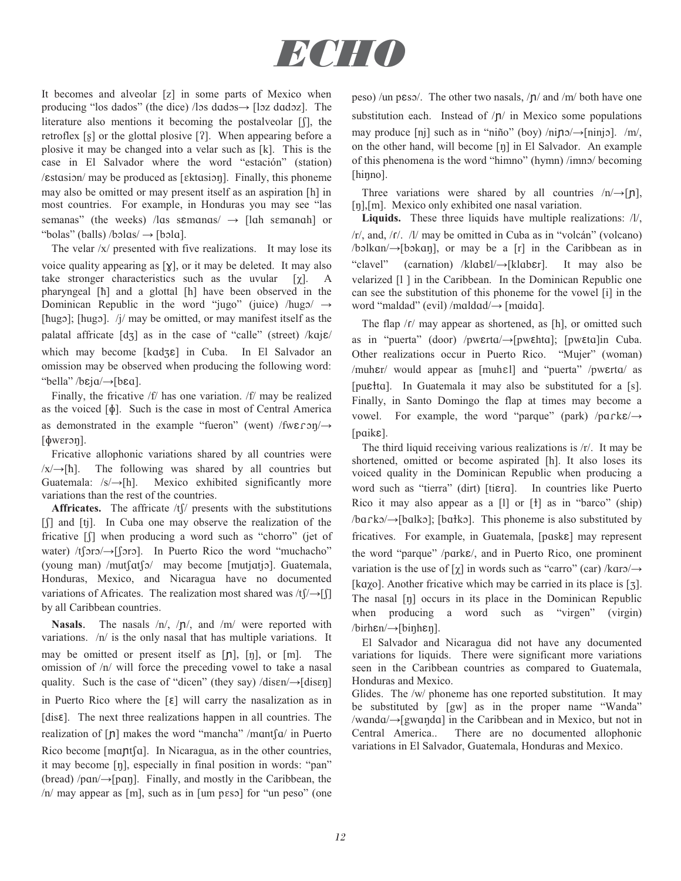It becomes and alveolar [z] in some parts of Mexico when producing "los dados" (the dice) /lɔs dɑdɔs→ [lɔz dɑdɔz]. The literature also mentions it becoming the postalveolar [ʃ], the retroflex [ʂ] or the glottal plosive [ʔ]. When appearing before a plosive it may be changed into a velar such as [k]. This is the case in El Salvador where the word "estación" (station) /ɛstɑsiɔn/ may be produced as [ɛktɑsiɔŋ]. Finally, this phoneme may also be omitted or may present itself as an aspiration [h] in most countries. For example, in Honduras you may see "las semanas" (the weeks) /lɑs sɛmɑnɑs/ → [lɑh sɛmɑnɑh] or "bolas" (balls) /bɔlɑs/ → [bɔlɑ].

The velar /x/ presented with five realizations. It may lose its voice quality appearing as [ɣ], or it may be deleted. It may also take stronger characteristics such as the uvular [χ]. A pharyngeal [ħ] and a glottal [h] have been observed in the Dominican Republic in the word "jugo" (juice) /hugɔ/ → [ħugɔ]; [hugɔ]. /j/ may be omitted, or may manifest itself as the palatal affricate [dʒ] as in the case of "calle" (street) /kɑjɛ/ which may become [kɑdʒɛ] in Cuba. In El Salvador an omission may be observed when producing the following word: "bella" /bɛjɑ/→[bɛɑ].

Finally, the fricative /f/ has one variation. /f/ may be realized as the voiced [ɸ]. Such is the case in most of Central America as demonstrated in the example "fueron" (went) /fwɛɾɔŋ/→ [ɸwɛrɔŋ].

Fricative allophonic variations shared by all countries were /x/→[h]. The following was shared by all countries but Guatemala: /s/→[h]. Mexico exhibited significantly more variations than the rest of the countries.

**Affricates.** The affricate /tʃ/ presents with the substitutions [ʃ] and [tj]. In Cuba one may observe the realization of the fricative [ʃ] when producing a word such as "chorro" (jet of water) /tʃɔrɔ/→[ʃɔrɔ]. In Puerto Rico the word "muchacho" (young man) /mutʃɑtʃɔ/ may become [mutjɑtjɔ]. Guatemala, Honduras, Mexico, and Nicaragua have no documented variations of Africates. The realization most shared was /tʃ/→[ʃ] by all Caribbean countries.

**Nasals**. The nasals /n/, /ɲ/, and /m/ were reported with variations. /n/ is the only nasal that has multiple variations. It may be omitted or present itself as [ɲ], [ŋ], or [m]. The omission of /n/ will force the preceding vowel to take a nasal quality. Such is the case of "dicen" (they say) /disɛn/→[disɛŋ] in Puerto Rico where the [ɛ] will carry the nasalization as in [disɛ]. The next three realizations happen in all countries. The realization of [ɲ] makes the word "mancha" /mɑntʃɑ/ in Puerto Rico become [mɑɲtʃɑ]. In Nicaragua, as in the other countries, it may become [ŋ], especially in final position in words: "pan" (bread) /pɑn/→[pɑŋ]. Finally, and mostly in the Caribbean, the /n/ may appear as [m], such as in [um pɛsɔ] for "un peso" (one peso) /un pɛsɔ/. The other two nasals, /ɲ/ and /m/ both have one substitution each. Instead of /ɲ/ in Mexico some populations may produce [nj] such as in "niño" (boy) /niɲɔ/→[ninjɔ]. /m/, on the other hand, will become [ŋ] in El Salvador. An example of this phenomena is the word "himno" (hymn) /imnɔ/ becoming [hiŋno].

Three variations were shared by all countries /n/→[ɲ], [ŋ],[m]. Mexico only exhibited one nasal variation.

**Liquids.** These three liquids have multiple realizations: /l/, /r/, and, /ɾ/. /l/ may be omitted in Cuba as in "volcán" (volcano) /bɔlkɑn/→[bɔkɑŋ], or may be a [r] in the Caribbean as in "clavel" (carnation) /klɑbɛl/→[klɑbɛr]. It may also be velarized [ɫ ] in the Caribbean. In the Dominican Republic one can see the substitution of this phoneme for the vowel [i] in the word "maldad" (evil) /mɑldɑd/→ [mɑidɑ].

The flap /ɾ/ may appear as shortened, as [h], or omitted such as in "puerta" (door) /pwɛrtɑ/→[pwɛhtɑ]; [pwɛtɑ]in Cuba. Other realizations occur in Puerto Rico. "Mujer" (woman) /muhɛr/ would appear as [muhɛl] and "puerta" /pwɛrtɑ/ as [puɛɫtɑ]. In Guatemala it may also be substituted for a [s]. Finally, in Santo Domingo the flap at times may become a vowel. For example, the word "parque" (park) /pɑɾkɛ/→ [pɑikɛ].

The third liquid receiving various realizations is /r/. It may be shortened, omitted or become aspirated [h]. It also loses its voiced quality in the Dominican Republic when producing a word such as "tierra" (dirt) [tiɛrɑ]. In countries like Puerto Rico it may also appear as a [l] or [ɫ] as in "barco" (ship) /bɑɾkɔ/→[bɑlkɔ]; [bɑɫkɔ]. This phoneme is also substituted by fricatives. For example, in Guatemala, [pɑskɛ] may represent the word "parque" /pɑrkɛ/, and in Puerto Rico, one prominent variation is the use of [χ] in words such as "carro" (car) /kɑrɔ/→ [kɑχo]. Another fricative which may be carried in its place is [ʒ]. The nasal [ŋ] occurs in its place in the Dominican Republic when producing a word such as "virgen" (virgin) /birhɛn/→[biŋhɛŋ].

El Salvador and Nicaragua did not have any documented variations for liquids. There were significant more variations seen in the Caribbean countries as compared to Guatemala, Honduras and Mexico.

Glides. The /w/ phoneme has one reported substitution. It may be substituted by [gw] as in the proper name "Wanda" /wɑndɑ/→[gwɑŋdɑ] in the Caribbean and in Mexico, but not in Central America.. There are no documented allophonic variations in El Salvador, Guatemala, Honduras and Mexico.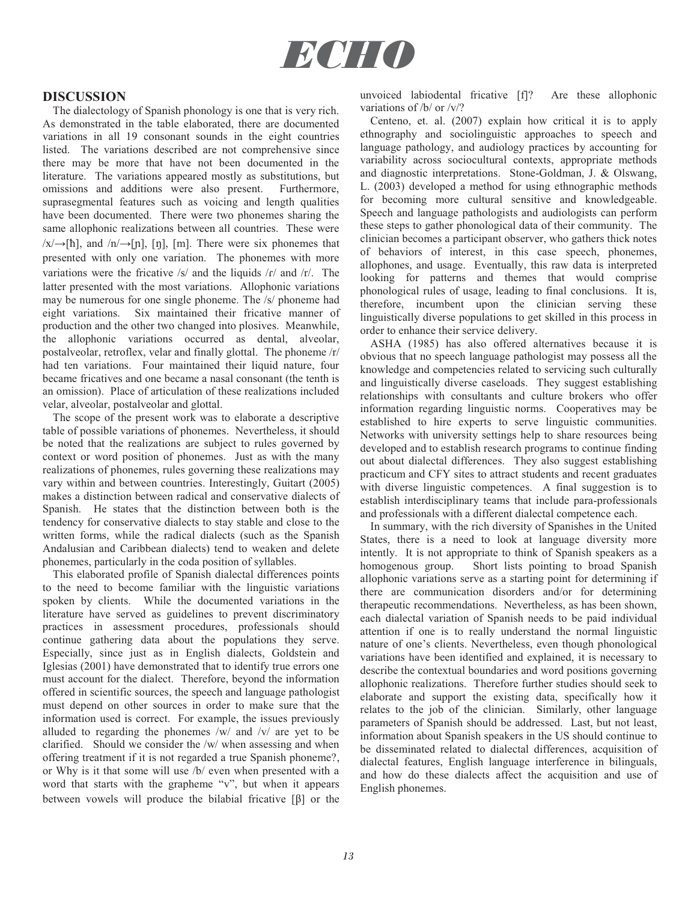## DISCUSSION

The dialectology of Spanish phonology is one that is very rich. As demonstrated in the table elaborated, there are documented variations in all 19 consonant sounds in the eight countries listed. The variations described are not comprehensive since there may be more that have not been documented in the literature. The variations appeared mostly as substitutions, but omissions and additions were also present. Furthermore, suprasegmental features such as voicing and length qualities have been documented. There were two phonemes sharing the same allophonic realizations between all countries. These were /x/→[h], and /n/→[ɲ], [ŋ], [m]. There were six phonemes that presented with only one variation. The phonemes with more variations were the fricative /s/ and the liquids /ɾ/ and /r/. The latter presented with the most variations. Allophonic variations may be numerous for one single phoneme. The /s/ phoneme had eight variations. Six maintained their fricative manner of production and the other two changed into plosives. Meanwhile, the allophonic variations occurred as dental, alveolar, postalveolar, retroflex, velar and finally glottal. The phoneme /r/ had ten variations. Four maintained their liquid nature, four became fricatives and one became a nasal consonant (the tenth is an omission). Place of articulation of these realizations included velar, alveolar, postalveolar and glottal.

The scope of the present work was to elaborate a descriptive table of possible variations of phonemes. Nevertheless, it should be noted that the realizations are subject to rules governed by context or word position of phonemes. Just as with the many realizations of phonemes, rules governing these realizations may vary within and between countries. Interestingly, Guitart (2005) makes a distinction between radical and conservative dialects of Spanish. He states that the distinction between both is the tendency for conservative dialects to stay stable and close to the written forms, while the radical dialects (such as the Spanish Andalusian and Caribbean dialects) tend to weaken and delete phonemes, particularly in the coda position of syllables.

This elaborated profile of Spanish dialectal differences points to the need to become familiar with the linguistic variations spoken by clients. While the documented variations in the literature have served as guidelines to prevent discriminatory practices in assessment procedures, professionals should continue gathering data about the populations they serve. Especially, since just as in English dialects, Goldstein and Iglesias (2001) have demonstrated that to identify true errors one must account for the dialect. Therefore, beyond the information offered in scientific sources, the speech and language pathologist must depend on other sources in order to make sure that the information used is correct. For example, the issues previously alluded to regarding the phonemes /w/ and /v/ are yet to be clarified. Should we consider the /w/ when assessing and when offering treatment if it is not regarded a true Spanish phoneme?, or Why is it that some will use /b/ even when presented with a word that starts with the grapheme "v", but when it appears between vowels will produce the bilabial fricative [β] or the unvoiced labiodental fricative [f]? Are these allophonic variations of /b/ or /v/?

Centeno, et. al. (2007) explain how critical it is to apply ethnography and sociolinguistic approaches to speech and language pathology, and audiology practices by accounting for variability across sociocultural contexts, appropriate methods and diagnostic interpretations. Stone-Goldman, J. & Olswang, L. (2003) developed a method for using ethnographic methods for becoming more cultural sensitive and knowledgeable. Speech and language pathologists and audiologists can perform these steps to gather phonological data of their community. The clinician becomes a participant observer, who gathers thick notes of behaviors of interest, in this case speech, phonemes, allophones, and usage. Eventually, this raw data is interpreted looking for patterns and themes that would comprise phonological rules of usage, leading to final conclusions. It is, therefore, incumbent upon the clinician serving these linguistically diverse populations to get skilled in this process in order to enhance their service delivery.

ASHA (1985) has also offered alternatives because it is obvious that no speech language pathologist may possess all the knowledge and competencies related to servicing such culturally and linguistically diverse caseloads. They suggest establishing relationships with consultants and culture brokers who offer information regarding linguistic norms. Cooperatives may be established to hire experts to serve linguistic communities. Networks with university settings help to share resources being developed and to establish research programs to continue finding out about dialectal differences. They also suggest establishing practicum and CFY sites to attract students and recent graduates with diverse linguistic competences. A final suggestion is to establish interdisciplinary teams that include para-professionals and professionals with a different dialectal competence each.

In summary, with the rich diversity of Spanishes in the United States, there is a need to look at language diversity more intently. It is not appropriate to think of Spanish speakers as a homogenous group. Short lists pointing to broad Spanish allophonic variations serve as a starting point for determining if there are communication disorders and/or for determining therapeutic recommendations. Nevertheless, as has been shown, each dialectal variation of Spanish needs to be paid individual attention if one is to really understand the normal linguistic nature of one's clients. Nevertheless, even though phonological variations have been identified and explained, it is necessary to describe the contextual boundaries and word positions governing allophonic realizations. Therefore further studies should seek to elaborate and support the existing data, specifically how it relates to the job of the clinician. Similarly, other language parameters of Spanish should be addressed. Last, but not least, information about Spanish speakers in the US should continue to be disseminated related to dialectal differences, acquisition of dialectal features, English language interference in bilinguals, and how do these dialects affect the acquisition and use of English phonemes.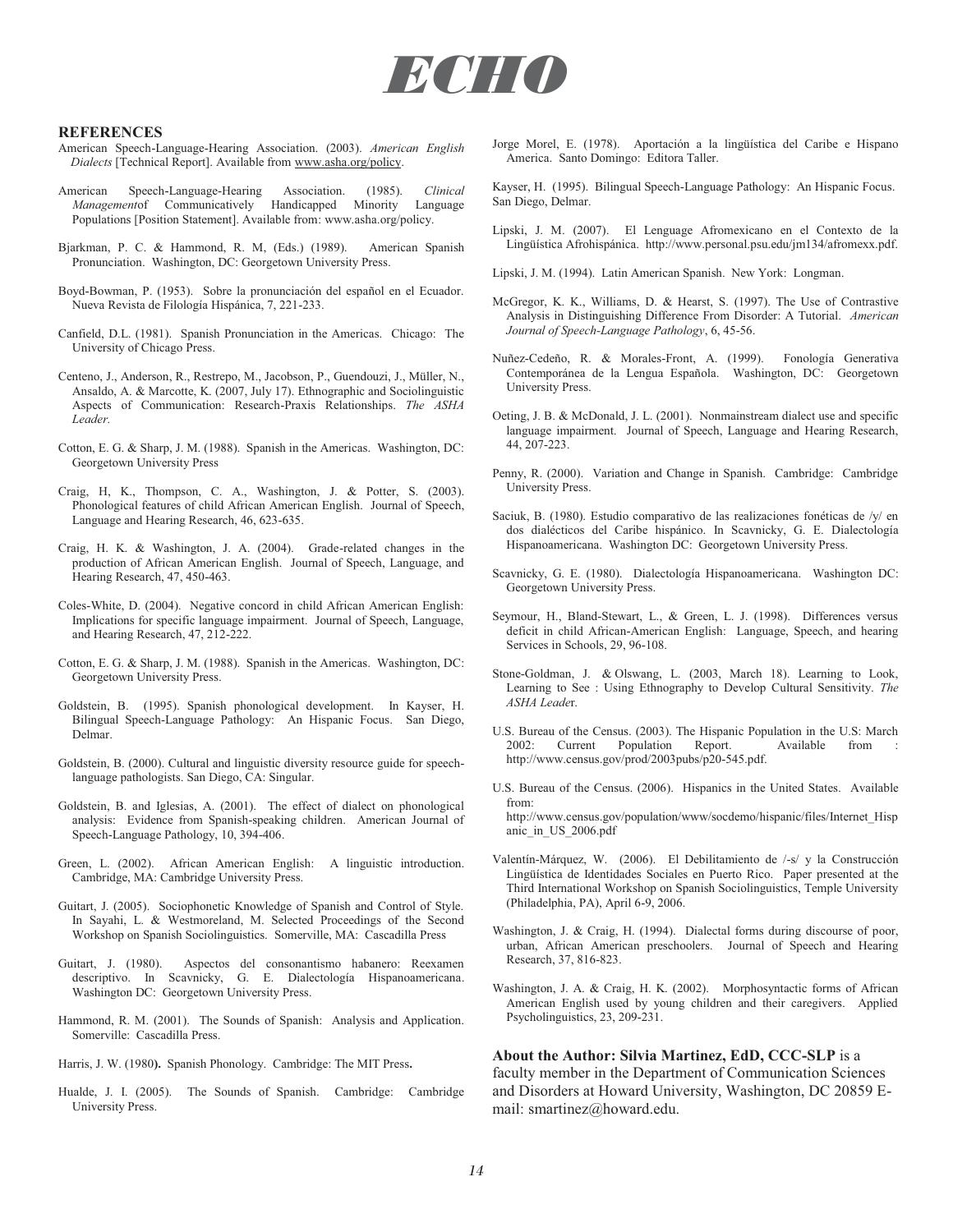## REFERENCES

American Speech-Language-Hearing Association. (2003). *American English Dialects* [Technical Report]. Available from www.asha.org/policy.

American Speech-Language-Hearing Association. (1985). *Clinical Management*of Communicatively Handicapped Minority Language Populations [Position Statement]. Available from: www.asha.org/policy.

Bjarkman, P. C. & Hammond, R. M, (Eds.) (1989). American Spanish Pronunciation. Washington, DC: Georgetown University Press.

Boyd-Bowman, P. (1953). Sobre la pronunciación del español en el Ecuador. Nueva Revista de Filología Hispánica, 7, 221-233.

Canfield, D.L. (1981). Spanish Pronunciation in the Americas. Chicago: The University of Chicago Press.

Centeno, J., Anderson, R., Restrepo, M., Jacobson, P., Guendouzi, J., Müller, N., Ansaldo, A. & Marcotte, K. (2007, July 17). Ethnographic and Sociolinguistic Aspects of Communication: Research-Praxis Relationships. *The ASHA Leader.*

Cotton, E. G. & Sharp, J. M. (1988). Spanish in the Americas. Washington, DC: Georgetown University Press

Craig, H, K., Thompson, C. A., Washington, J. & Potter, S. (2003). Phonological features of child African American English. Journal of Speech, Language and Hearing Research, 46, 623-635.

Craig, H. K. & Washington, J. A. (2004). Grade-related changes in the production of African American English. Journal of Speech, Language, and Hearing Research, 47, 450-463.

Coles-White, D. (2004). Negative concord in child African American English: Implications for specific language impairment. Journal of Speech, Language, and Hearing Research, 47, 212-222.

Cotton, E. G. & Sharp, J. M. (1988). Spanish in the Americas. Washington, DC: Georgetown University Press.

Goldstein, B. (1995). Spanish phonological development. In Kayser, H. Bilingual Speech-Language Pathology: An Hispanic Focus. San Diego, Delmar.

Goldstein, B. (2000). Cultural and linguistic diversity resource guide for speech-language pathologists. San Diego, CA: Singular.

Goldstein, B. and Iglesias, A. (2001). The effect of dialect on phonological analysis: Evidence from Spanish-speaking children. American Journal of Speech-Language Pathology, 10, 394-406.

Green, L. (2002). African American English: A linguistic introduction. Cambridge, MA: Cambridge University Press.

Guitart, J. (2005). Sociophonetic Knowledge of Spanish and Control of Style. In Sayahi, L. & Westmoreland, M. Selected Proceedings of the Second Workshop on Spanish Sociolinguistics. Somerville, MA: Cascadilla Press

Guitart, J. (1980). Aspectos del consonantismo habanero: Reexamen descriptivo. In Scavnicky, G. E. Dialectología Hispanoamericana. Washington DC: Georgetown University Press.

Hammond, R. M. (2001). The Sounds of Spanish: Analysis and Application. Somerville: Cascadilla Press.

Harris, J. W. (1980). Spanish Phonology. Cambridge: The MIT Press.

Hualde, J. I. (2005). The Sounds of Spanish. Cambridge: Cambridge University Press.

Jorge Morel, E. (1978). Aportación a la lingüística del Caribe e Hispano America. Santo Domingo: Editora Taller.

Kayser, H. (1995). Bilingual Speech-Language Pathology: An Hispanic Focus. San Diego, Delmar.

Lipski, J. M. (2007). El Lenguage Afromexicano en el Contexto de la Lingüística Afrohispánica. http://www.personal.psu.edu/jm134/afromexx.pdf.

Lipski, J. M. (1994). Latin American Spanish. New York: Longman.

McGregor, K. K., Williams, D. & Hearst, S. (1997). The Use of Contrastive Analysis in Distinguishing Difference From Disorder: A Tutorial. *American Journal of Speech-Language Pathology*, 6, 45-56.

Nuñez-Cedeño, R. & Morales-Front, A. (1999). Fonología Generativa Contemporánea de la Lengua Española. Washington, DC: Georgetown University Press.

Oeting, J. B. & McDonald, J. L. (2001). Nonmainstream dialect use and specific language impairment. Journal of Speech, Language and Hearing Research, 44, 207-223.

Penny, R. (2000). Variation and Change in Spanish. Cambridge: Cambridge University Press.

Saciuk, B. (1980). Estudio comparativo de las realizaciones fonéticas de /y/ en dos dialécticos del Caribe hispánico. In Scavnicky, G. E. Dialectología Hispanoamericana. Washington DC: Georgetown University Press.

Scavnicky, G. E. (1980). Dialectología Hispanoamericana. Washington DC: Georgetown University Press.

Seymour, H., Bland-Stewart, L., & Green, L. J. (1998). Differences versus deficit in child African-American English: Language, Speech, and hearing Services in Schools, 29, 96-108.

Stone-Goldman, J. & Olswang, L. (2003, March 18). Learning to Look, Learning to See : Using Ethnography to Develop Cultural Sensitivity. *The ASHA Leade*r.

U.S. Bureau of the Census. (2003). The Hispanic Population in the U.S: March 2002: Current Population Report. Available from : http://www.census.gov/prod/2003pubs/p20-545.pdf.

U.S. Bureau of the Census. (2006). Hispanics in the United States. Available from: http://www.census.gov/population/www/socdemo/hispanic/files/Internet_Hispanic_in_US_2006.pdf

Valentín-Márquez, W. (2006). El Debilitamiento de /-s/ y la Construcción Lingüística de Identidades Sociales en Puerto Rico. Paper presented at the Third International Workshop on Spanish Sociolinguistics, Temple University (Philadelphia, PA), April 6-9, 2006.

Washington, J. & Craig, H. (1994). Dialectal forms during discourse of poor, urban, African American preschoolers. Journal of Speech and Hearing Research, 37, 816-823.

Washington, J. A. & Craig, H. K. (2002). Morphosyntactic forms of African American English used by young children and their caregivers. Applied Psycholinguistics, 23, 209-231.

**About the Author: Silvia Martinez, EdD, CCC-SLP** is a faculty member in the Department of Communication Sciences and Disorders at Howard University, Washington, DC 20859 E-mail: smartinez@howard.edu.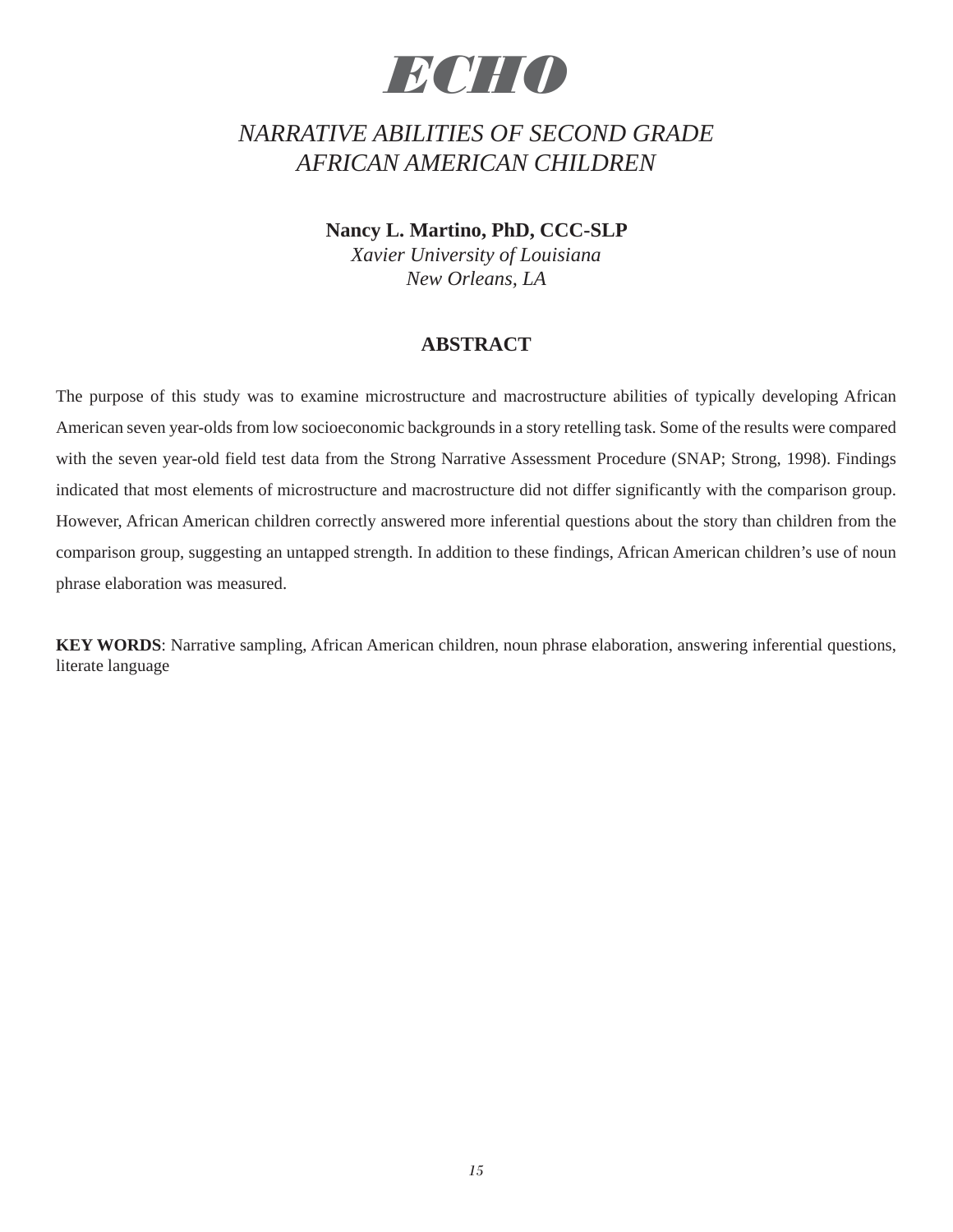# ECHO

## *NARRATIVE ABILITIES OF SECOND GRADE AFRICAN AMERICAN CHILDREN*

**Nancy L. Martino, PhD, CCC-SLP**
*Xavier University of Louisiana*
*New Orleans, LA*

### ABSTRACT

The purpose of this study was to examine microstructure and macrostructure abilities of typically developing African American seven year-olds from low socioeconomic backgrounds in a story retelling task. Some of the results were compared with the seven year-old field test data from the Strong Narrative Assessment Procedure (SNAP; Strong, 1998). Findings indicated that most elements of microstructure and macrostructure did not differ significantly with the comparison group. However, African American children correctly answered more inferential questions about the story than children from the comparison group, suggesting an untapped strength. In addition to these findings, African American children's use of noun phrase elaboration was measured.

**KEY WORDS**: Narrative sampling, African American children, noun phrase elaboration, answering inferential questions, literate language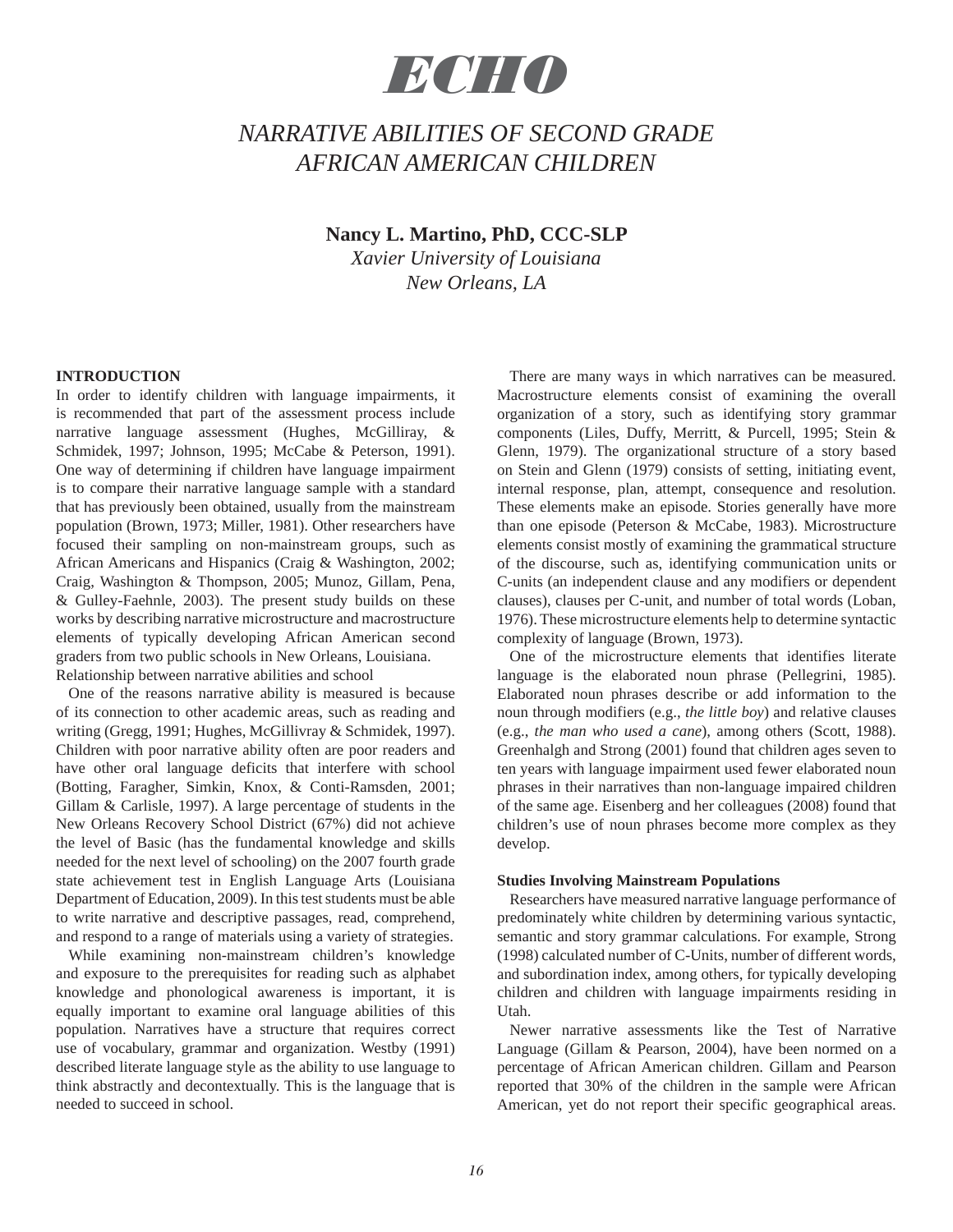# ECHO

## NARRATIVE ABILITIES OF SECOND GRADE AFRICAN AMERICAN CHILDREN

**Nancy L. Martino, PhD, CCC-SLP**
*Xavier University of Louisiana*
*New Orleans, LA*

### INTRODUCTION

In order to identify children with language impairments, it is recommended that part of the assessment process include narrative language assessment (Hughes, McGilliray, & Schmidek, 1997; Johnson, 1995; McCabe & Peterson, 1991). One way of determining if children have language impairment is to compare their narrative language sample with a standard that has previously been obtained, usually from the mainstream population (Brown, 1973; Miller, 1981). Other researchers have focused their sampling on non-mainstream groups, such as African Americans and Hispanics (Craig & Washington, 2002; Craig, Washington & Thompson, 2005; Munoz, Gillam, Pena, & Gulley-Faehnle, 2003). The present study builds on these works by describing narrative microstructure and macrostructure elements of typically developing African American second graders from two public schools in New Orleans, Louisiana.

Relationship between narrative abilities and school

One of the reasons narrative ability is measured is because of its connection to other academic areas, such as reading and writing (Gregg, 1991; Hughes, McGillivray & Schmidek, 1997). Children with poor narrative ability often are poor readers and have other oral language deficits that interfere with school (Botting, Faragher, Simkin, Knox, & Conti-Ramsden, 2001; Gillam & Carlisle, 1997). A large percentage of students in the New Orleans Recovery School District (67%) did not achieve the level of Basic (has the fundamental knowledge and skills needed for the next level of schooling) on the 2007 fourth grade state achievement test in English Language Arts (Louisiana Department of Education, 2009). In this test students must be able to write narrative and descriptive passages, read, comprehend, and respond to a range of materials using a variety of strategies.

While examining non-mainstream children's knowledge and exposure to the prerequisites for reading such as alphabet knowledge and phonological awareness is important, it is equally important to examine oral language abilities of this population. Narratives have a structure that requires correct use of vocabulary, grammar and organization. Westby (1991) described literate language style as the ability to use language to think abstractly and decontextually. This is the language that is needed to succeed in school.

There are many ways in which narratives can be measured. Macrostructure elements consist of examining the overall organization of a story, such as identifying story grammar components (Liles, Duffy, Merritt, & Purcell, 1995; Stein & Glenn, 1979). The organizational structure of a story based on Stein and Glenn (1979) consists of setting, initiating event, internal response, plan, attempt, consequence and resolution. These elements make an episode. Stories generally have more than one episode (Peterson & McCabe, 1983). Microstructure elements consist mostly of examining the grammatical structure of the discourse, such as, identifying communication units or C-units (an independent clause and any modifiers or dependent clauses), clauses per C-unit, and number of total words (Loban, 1976). These microstructure elements help to determine syntactic complexity of language (Brown, 1973).

One of the microstructure elements that identifies literate language is the elaborated noun phrase (Pellegrini, 1985). Elaborated noun phrases describe or add information to the noun through modifiers (e.g., *the little boy*) and relative clauses (e.g., *the man who used a cane*), among others (Scott, 1988). Greenhalgh and Strong (2001) found that children ages seven to ten years with language impairment used fewer elaborated noun phrases in their narratives than non-language impaired children of the same age. Eisenberg and her colleagues (2008) found that children's use of noun phrases become more complex as they develop.

### Studies Involving Mainstream Populations

Researchers have measured narrative language performance of predominately white children by determining various syntactic, semantic and story grammar calculations. For example, Strong (1998) calculated number of C-Units, number of different words, and subordination index, among others, for typically developing children and children with language impairments residing in Utah.

Newer narrative assessments like the Test of Narrative Language (Gillam & Pearson, 2004), have been normed on a percentage of African American children. Gillam and Pearson reported that 30% of the children in the sample were African American, yet do not report their specific geographical areas.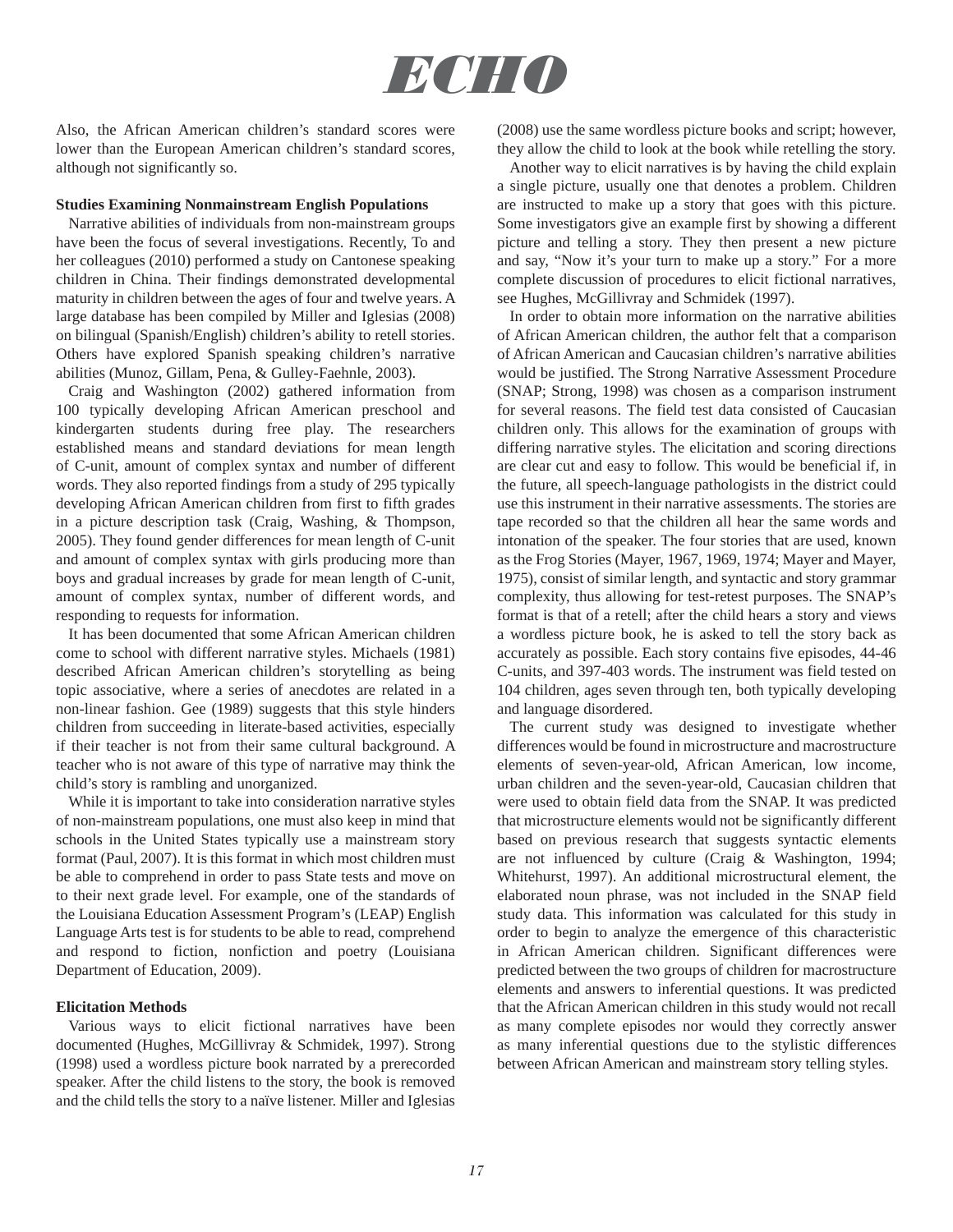Also, the African American children's standard scores were lower than the European American children's standard scores, although not significantly so.

### Studies Examining Nonmainstream English Populations

Narrative abilities of individuals from non-mainstream groups have been the focus of several investigations. Recently, To and her colleagues (2010) performed a study on Cantonese speaking children in China. Their findings demonstrated developmental maturity in children between the ages of four and twelve years. A large database has been compiled by Miller and Iglesias (2008) on bilingual (Spanish/English) children's ability to retell stories. Others have explored Spanish speaking children's narrative abilities (Munoz, Gillam, Pena, & Gulley-Faehnle, 2003).

Craig and Washington (2002) gathered information from 100 typically developing African American preschool and kindergarten students during free play. The researchers established means and standard deviations for mean length of C-unit, amount of complex syntax and number of different words. They also reported findings from a study of 295 typically developing African American children from first to fifth grades in a picture description task (Craig, Washing, & Thompson, 2005). They found gender differences for mean length of C-unit and amount of complex syntax with girls producing more than boys and gradual increases by grade for mean length of C-unit, amount of complex syntax, number of different words, and responding to requests for information.

It has been documented that some African American children come to school with different narrative styles. Michaels (1981) described African American children's storytelling as being topic associative, where a series of anecdotes are related in a non-linear fashion. Gee (1989) suggests that this style hinders children from succeeding in literate-based activities, especially if their teacher is not from their same cultural background. A teacher who is not aware of this type of narrative may think the child's story is rambling and unorganized.

While it is important to take into consideration narrative styles of non-mainstream populations, one must also keep in mind that schools in the United States typically use a mainstream story format (Paul, 2007). It is this format in which most children must be able to comprehend in order to pass State tests and move on to their next grade level. For example, one of the standards of the Louisiana Education Assessment Program's (LEAP) English Language Arts test is for students to be able to read, comprehend and respond to fiction, nonfiction and poetry (Louisiana Department of Education, 2009).

### Elicitation Methods

Various ways to elicit fictional narratives have been documented (Hughes, McGillivray & Schmidek, 1997). Strong (1998) used a wordless picture book narrated by a prerecorded speaker. After the child listens to the story, the book is removed and the child tells the story to a naïve listener. Miller and Iglesias (2008) use the same wordless picture books and script; however, they allow the child to look at the book while retelling the story.

Another way to elicit narratives is by having the child explain a single picture, usually one that denotes a problem. Children are instructed to make up a story that goes with this picture. Some investigators give an example first by showing a different picture and telling a story. They then present a new picture and say, "Now it's your turn to make up a story." For a more complete discussion of procedures to elicit fictional narratives, see Hughes, McGillivray and Schmidek (1997).

In order to obtain more information on the narrative abilities of African American children, the author felt that a comparison of African American and Caucasian children's narrative abilities would be justified. The Strong Narrative Assessment Procedure (SNAP; Strong, 1998) was chosen as a comparison instrument for several reasons. The field test data consisted of Caucasian children only. This allows for the examination of groups with differing narrative styles. The elicitation and scoring directions are clear cut and easy to follow. This would be beneficial if, in the future, all speech-language pathologists in the district could use this instrument in their narrative assessments. The stories are tape recorded so that the children all hear the same words and intonation of the speaker. The four stories that are used, known as the Frog Stories (Mayer, 1967, 1969, 1974; Mayer and Mayer, 1975), consist of similar length, and syntactic and story grammar complexity, thus allowing for test-retest purposes. The SNAP's format is that of a retell; after the child hears a story and views a wordless picture book, he is asked to tell the story back as accurately as possible. Each story contains five episodes, 44-46 C-units, and 397-403 words. The instrument was field tested on 104 children, ages seven through ten, both typically developing and language disordered.

The current study was designed to investigate whether differences would be found in microstructure and macrostructure elements of seven-year-old, African American, low income, urban children and the seven-year-old, Caucasian children that were used to obtain field data from the SNAP. It was predicted that microstructure elements would not be significantly different based on previous research that suggests syntactic elements are not influenced by culture (Craig & Washington, 1994; Whitehurst, 1997). An additional microstructural element, the elaborated noun phrase, was not included in the SNAP field study data. This information was calculated for this study in order to begin to analyze the emergence of this characteristic in African American children. Significant differences were predicted between the two groups of children for macrostructure elements and answers to inferential questions. It was predicted that the African American children in this study would not recall as many complete episodes nor would they correctly answer as many inferential questions due to the stylistic differences between African American and mainstream story telling styles.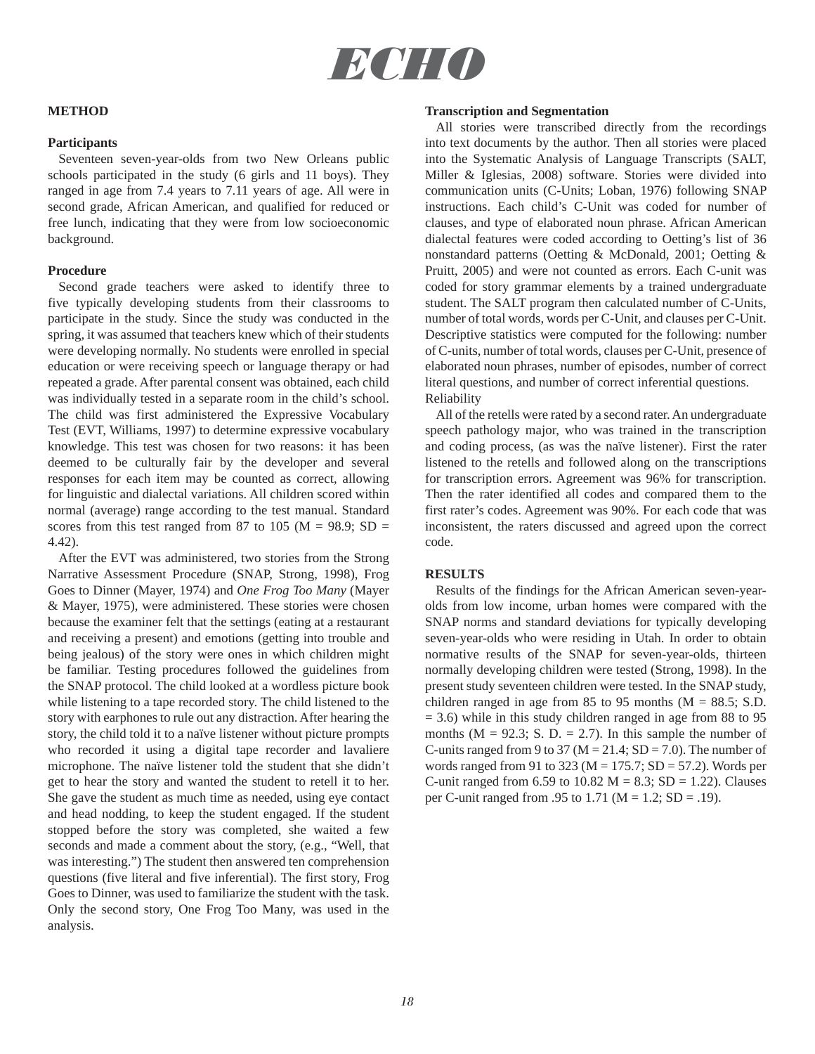## METHOD

### Participants

Seventeen seven-year-olds from two New Orleans public schools participated in the study (6 girls and 11 boys). They ranged in age from 7.4 years to 7.11 years of age. All were in second grade, African American, and qualified for reduced or free lunch, indicating that they were from low socioeconomic background.

### Procedure

Second grade teachers were asked to identify three to five typically developing students from their classrooms to participate in the study. Since the study was conducted in the spring, it was assumed that teachers knew which of their students were developing normally. No students were enrolled in special education or were receiving speech or language therapy or had repeated a grade. After parental consent was obtained, each child was individually tested in a separate room in the child's school. The child was first administered the Expressive Vocabulary Test (EVT, Williams, 1997) to determine expressive vocabulary knowledge. This test was chosen for two reasons: it has been deemed to be culturally fair by the developer and several responses for each item may be counted as correct, allowing for linguistic and dialectal variations. All children scored within normal (average) range according to the test manual. Standard scores from this test ranged from 87 to 105 (M = 98.9; SD = 4.42).

After the EVT was administered, two stories from the Strong Narrative Assessment Procedure (SNAP, Strong, 1998), Frog Goes to Dinner (Mayer, 1974) and *One Frog Too Many* (Mayer & Mayer, 1975), were administered. These stories were chosen because the examiner felt that the settings (eating at a restaurant and receiving a present) and emotions (getting into trouble and being jealous) of the story were ones in which children might be familiar. Testing procedures followed the guidelines from the SNAP protocol. The child looked at a wordless picture book while listening to a tape recorded story. The child listened to the story with earphones to rule out any distraction. After hearing the story, the child told it to a naïve listener without picture prompts who recorded it using a digital tape recorder and lavaliere microphone. The naïve listener told the student that she didn't get to hear the story and wanted the student to retell it to her. She gave the student as much time as needed, using eye contact and head nodding, to keep the student engaged. If the student stopped before the story was completed, she waited a few seconds and made a comment about the story, (e.g., "Well, that was interesting.") The student then answered ten comprehension questions (five literal and five inferential). The first story, Frog Goes to Dinner, was used to familiarize the student with the task. Only the second story, One Frog Too Many, was used in the analysis.

### Transcription and Segmentation

All stories were transcribed directly from the recordings into text documents by the author. Then all stories were placed into the Systematic Analysis of Language Transcripts (SALT, Miller & Iglesias, 2008) software. Stories were divided into communication units (C-Units; Loban, 1976) following SNAP instructions. Each child's C-Unit was coded for number of clauses, and type of elaborated noun phrase. African American dialectal features were coded according to Oetting's list of 36 nonstandard patterns (Oetting & McDonald, 2001; Oetting & Pruitt, 2005) and were not counted as errors. Each C-unit was coded for story grammar elements by a trained undergraduate student. The SALT program then calculated number of C-Units, number of total words, words per C-Unit, and clauses per C-Unit. Descriptive statistics were computed for the following: number of C-units, number of total words, clauses per C-Unit, presence of elaborated noun phrases, number of episodes, number of correct literal questions, and number of correct inferential questions.

Reliability

All of the retells were rated by a second rater. An undergraduate speech pathology major, who was trained in the transcription and coding process, (as was the naïve listener). First the rater listened to the retells and followed along on the transcriptions for transcription errors. Agreement was 96% for transcription. Then the rater identified all codes and compared them to the first rater's codes. Agreement was 90%. For each code that was inconsistent, the raters discussed and agreed upon the correct code.

## RESULTS

Results of the findings for the African American seven-year-olds from low income, urban homes were compared with the SNAP norms and standard deviations for typically developing seven-year-olds who were residing in Utah. In order to obtain normative results of the SNAP for seven-year-olds, thirteen normally developing children were tested (Strong, 1998). In the present study seventeen children were tested. In the SNAP study, children ranged in age from 85 to 95 months (M = 88.5; S.D. = 3.6) while in this study children ranged in age from 88 to 95 months (M = 92.3; S. D. = 2.7). In this sample the number of C-units ranged from 9 to 37 (M = 21.4; SD = 7.0). The number of words ranged from 91 to 323 (M = 175.7; SD = 57.2). Words per C-unit ranged from 6.59 to 10.82 M = 8.3; SD = 1.22). Clauses per C-unit ranged from .95 to 1.71 (M = 1.2; SD = .19).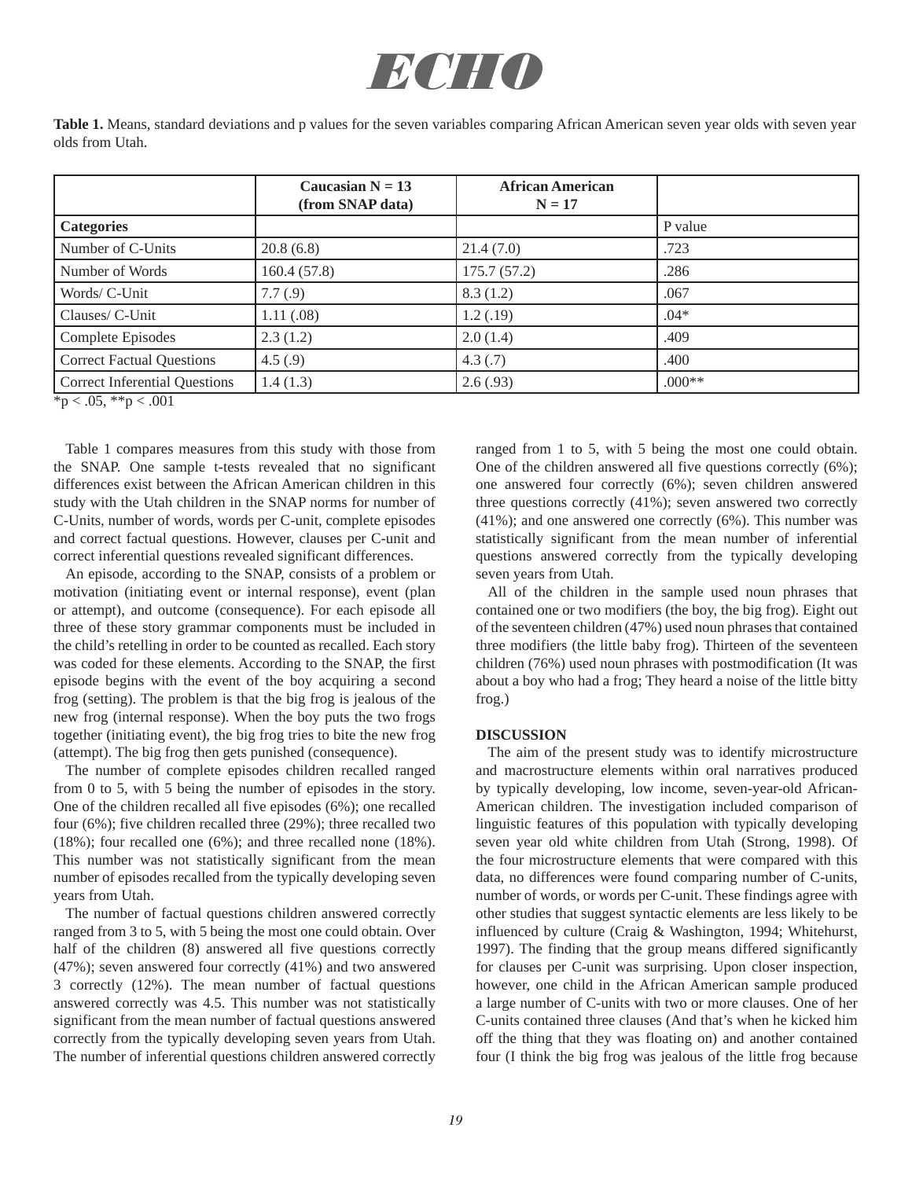**Table 1.** Means, standard deviations and p values for the seven variables comparing African American seven year olds with seven year olds from Utah.

| | Caucasian N = 13 (from SNAP data) | African American N = 17 | |
|---|---|---|---|
| **Categories** | | | P value |
| Number of C-Units | 20.8 (6.8) | 21.4 (7.0) | .723 |
| Number of Words | 160.4 (57.8) | 175.7 (57.2) | .286 |
| Words/ C-Unit | 7.7 (.9) | 8.3 (1.2) | .067 |
| Clauses/ C-Unit | 1.11 (.08) | 1.2 (.19) | .04* |
| Complete Episodes | 2.3 (1.2) | 2.0 (1.4) | .409 |
| Correct Factual Questions | 4.5 (.9) | 4.3 (.7) | .400 |
| Correct Inferential Questions | 1.4 (1.3) | 2.6 (.93) | .000** |

$*p < .05$, $**p < .001$

Table 1 compares measures from this study with those from the SNAP. One sample t-tests revealed that no significant differences exist between the African American children in this study with the Utah children in the SNAP norms for number of C-Units, number of words, words per C-unit, complete episodes and correct factual questions. However, clauses per C-unit and correct inferential questions revealed significant differences.

An episode, according to the SNAP, consists of a problem or motivation (initiating event or internal response), event (plan or attempt), and outcome (consequence). For each episode all three of these story grammar components must be included in the child's retelling in order to be counted as recalled. Each story was coded for these elements. According to the SNAP, the first episode begins with the event of the boy acquiring a second frog (setting). The problem is that the big frog is jealous of the new frog (internal response). When the boy puts the two frogs together (initiating event), the big frog tries to bite the new frog (attempt). The big frog then gets punished (consequence).

The number of complete episodes children recalled ranged from 0 to 5, with 5 being the number of episodes in the story. One of the children recalled all five episodes (6%); one recalled four (6%); five children recalled three (29%); three recalled two (18%); four recalled one (6%); and three recalled none (18%). This number was not statistically significant from the mean number of episodes recalled from the typically developing seven years from Utah.

The number of factual questions children answered correctly ranged from 3 to 5, with 5 being the most one could obtain. Over half of the children (8) answered all five questions correctly (47%); seven answered four correctly (41%) and two answered 3 correctly (12%). The mean number of factual questions answered correctly was 4.5. This number was not statistically significant from the mean number of factual questions answered correctly from the typically developing seven years from Utah. The number of inferential questions children answered correctly ranged from 1 to 5, with 5 being the most one could obtain. One of the children answered all five questions correctly (6%); one answered four correctly (6%); seven children answered three questions correctly (41%); seven answered two correctly (41%); and one answered one correctly (6%). This number was statistically significant from the mean number of inferential questions answered correctly from the typically developing seven years from Utah.

All of the children in the sample used noun phrases that contained one or two modifiers (the boy, the big frog). Eight out of the seventeen children (47%) used noun phrases that contained three modifiers (the little baby frog). Thirteen of the seventeen children (76%) used noun phrases with postmodification (It was about a boy who had a frog; They heard a noise of the little bitty frog.)

**DISCUSSION**

The aim of the present study was to identify microstructure and macrostructure elements within oral narratives produced by typically developing, low income, seven-year-old African-American children. The investigation included comparison of linguistic features of this population with typically developing seven year old white children from Utah (Strong, 1998). Of the four microstructure elements that were compared with this data, no differences were found comparing number of C-units, number of words, or words per C-unit. These findings agree with other studies that suggest syntactic elements are less likely to be influenced by culture (Craig & Washington, 1994; Whitehurst, 1997). The finding that the group means differed significantly for clauses per C-unit was surprising. Upon closer inspection, however, one child in the African American sample produced a large number of C-units with two or more clauses. One of her C-units contained three clauses (And that's when he kicked him off the thing that they was floating on) and another contained four (I think the big frog was jealous of the little frog because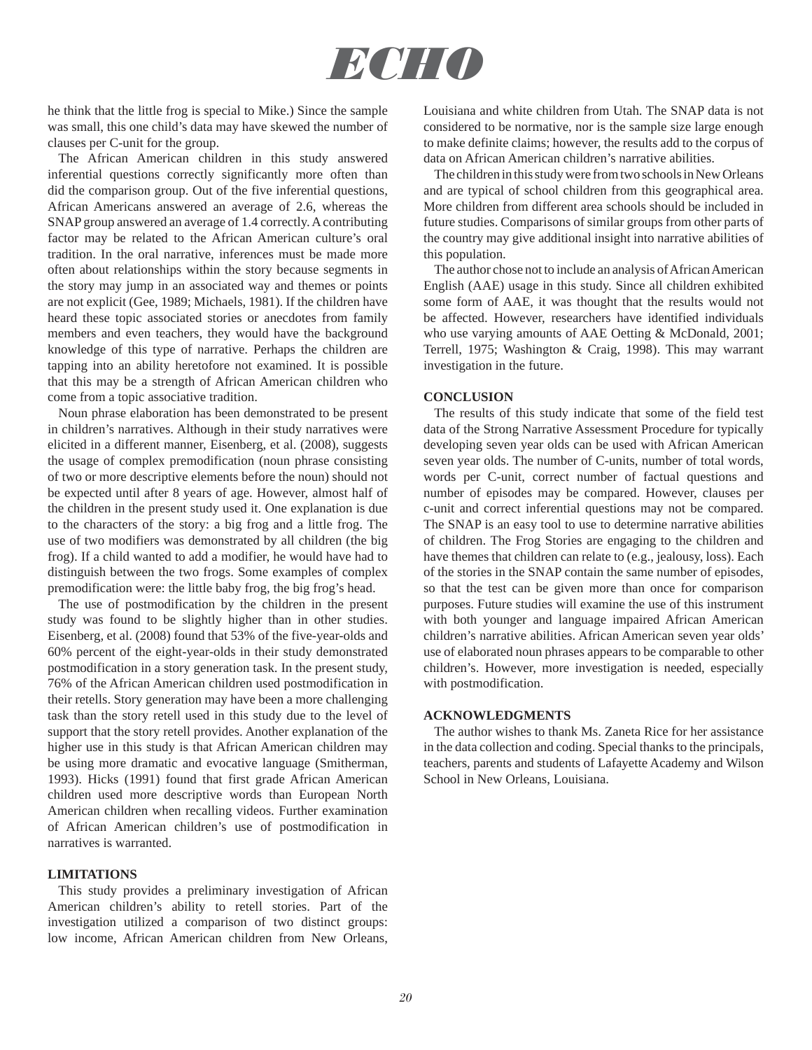he think that the little frog is special to Mike.) Since the sample was small, this one child's data may have skewed the number of clauses per C-unit for the group.

The African American children in this study answered inferential questions correctly significantly more often than did the comparison group. Out of the five inferential questions, African Americans answered an average of 2.6, whereas the SNAP group answered an average of 1.4 correctly. A contributing factor may be related to the African American culture's oral tradition. In the oral narrative, inferences must be made more often about relationships within the story because segments in the story may jump in an associated way and themes or points are not explicit (Gee, 1989; Michaels, 1981). If the children have heard these topic associated stories or anecdotes from family members and even teachers, they would have the background knowledge of this type of narrative. Perhaps the children are tapping into an ability heretofore not examined. It is possible that this may be a strength of African American children who come from a topic associative tradition.

Noun phrase elaboration has been demonstrated to be present in children's narratives. Although in their study narratives were elicited in a different manner, Eisenberg, et al. (2008), suggests the usage of complex premodification (noun phrase consisting of two or more descriptive elements before the noun) should not be expected until after 8 years of age. However, almost half of the children in the present study used it. One explanation is due to the characters of the story: a big frog and a little frog. The use of two modifiers was demonstrated by all children (the big frog). If a child wanted to add a modifier, he would have had to distinguish between the two frogs. Some examples of complex premodification were: the little baby frog, the big frog's head.

The use of postmodification by the children in the present study was found to be slightly higher than in other studies. Eisenberg, et al. (2008) found that 53% of the five-year-olds and 60% percent of the eight-year-olds in their study demonstrated postmodification in a story generation task. In the present study, 76% of the African American children used postmodification in their retells. Story generation may have been a more challenging task than the story retell used in this study due to the level of support that the story retell provides. Another explanation of the higher use in this study is that African American children may be using more dramatic and evocative language (Smitherman, 1993). Hicks (1991) found that first grade African American children used more descriptive words than European North American children when recalling videos. Further examination of African American children's use of postmodification in narratives is warranted.

**LIMITATIONS**

This study provides a preliminary investigation of African American children's ability to retell stories. Part of the investigation utilized a comparison of two distinct groups: low income, African American children from New Orleans, Louisiana and white children from Utah. The SNAP data is not considered to be normative, nor is the sample size large enough to make definite claims; however, the results add to the corpus of data on African American children's narrative abilities.

The children in this study were from two schools in New Orleans and are typical of school children from this geographical area. More children from different area schools should be included in future studies. Comparisons of similar groups from other parts of the country may give additional insight into narrative abilities of this population.

The author chose not to include an analysis of African American English (AAE) usage in this study. Since all children exhibited some form of AAE, it was thought that the results would not be affected. However, researchers have identified individuals who use varying amounts of AAE Oetting & McDonald, 2001; Terrell, 1975; Washington & Craig, 1998). This may warrant investigation in the future.

**CONCLUSION**

The results of this study indicate that some of the field test data of the Strong Narrative Assessment Procedure for typically developing seven year olds can be used with African American seven year olds. The number of C-units, number of total words, words per C-unit, correct number of factual questions and number of episodes may be compared. However, clauses per c-unit and correct inferential questions may not be compared. The SNAP is an easy tool to use to determine narrative abilities of children. The Frog Stories are engaging to the children and have themes that children can relate to (e.g., jealousy, loss). Each of the stories in the SNAP contain the same number of episodes, so that the test can be given more than once for comparison purposes. Future studies will examine the use of this instrument with both younger and language impaired African American children's narrative abilities. African American seven year olds' use of elaborated noun phrases appears to be comparable to other children's. However, more investigation is needed, especially with postmodification.

**ACKNOWLEDGMENTS**

The author wishes to thank Ms. Zaneta Rice for her assistance in the data collection and coding. Special thanks to the principals, teachers, parents and students of Lafayette Academy and Wilson School in New Orleans, Louisiana.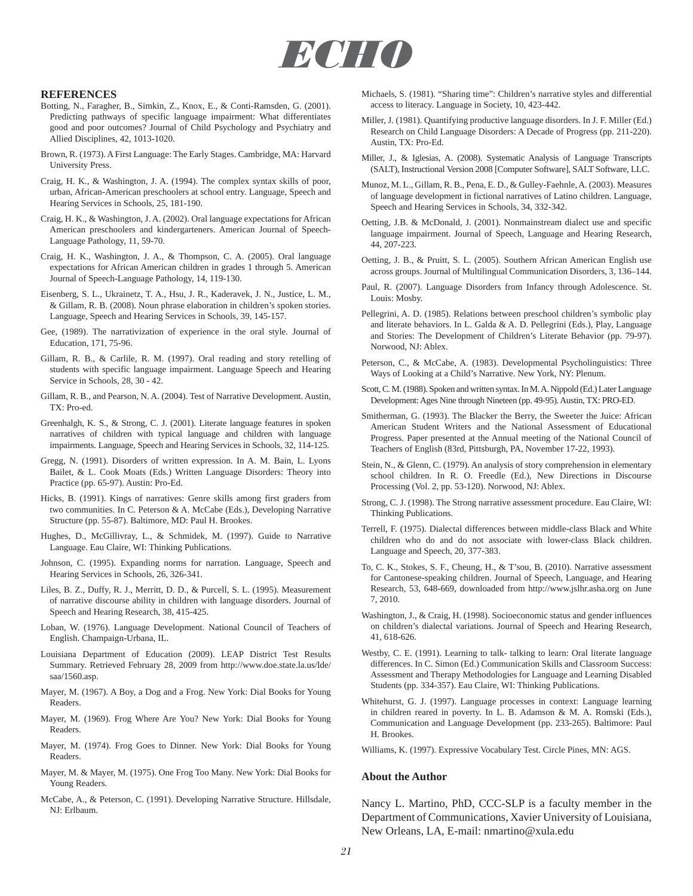## REFERENCES

Botting, N., Faragher, B., Simkin, Z., Knox, E., & Conti-Ramsden, G. (2001). Predicting pathways of specific language impairment: What differentiates good and poor outcomes? Journal of Child Psychology and Psychiatry and Allied Disciplines, 42, 1013-1020.

Brown, R. (1973). A First Language: The Early Stages. Cambridge, MA: Harvard University Press.

Craig, H. K., & Washington, J. A. (1994). The complex syntax skills of poor, urban, African-American preschoolers at school entry. Language, Speech and Hearing Services in Schools, 25, 181-190.

Craig, H. K., & Washington, J. A. (2002). Oral language expectations for African American preschoolers and kindergarteners. American Journal of Speech-Language Pathology, 11, 59-70.

Craig, H. K., Washington, J. A., & Thompson, C. A. (2005). Oral language expectations for African American children in grades 1 through 5. American Journal of Speech-Language Pathology, 14, 119-130.

Eisenberg, S. L., Ukrainetz, T. A., Hsu, J. R., Kaderavek, J. N., Justice, L. M., & Gillam, R. B. (2008). Noun phrase elaboration in children's spoken stories. Language, Speech and Hearing Services in Schools, 39, 145-157.

Gee, (1989). The narrativization of experience in the oral style. Journal of Education, 171, 75-96.

Gillam, R. B., & Carlile, R. M. (1997). Oral reading and story retelling of students with specific language impairment. Language Speech and Hearing Service in Schools, 28, 30 - 42.

Gillam, R. B., and Pearson, N. A. (2004). Test of Narrative Development. Austin, TX: Pro-ed.

Greenhalgh, K. S., & Strong, C. J. (2001). Literate language features in spoken narratives of children with typical language and children with language impairments. Language, Speech and Hearing Services in Schools, 32, 114-125.

Gregg, N. (1991). Disorders of written expression. In A. M. Bain, L. Lyons Bailet, & L. Cook Moats (Eds.) Written Language Disorders: Theory into Practice (pp. 65-97). Austin: Pro-Ed.

Hicks, B. (1991). Kings of narratives: Genre skills among first graders from two communities. In C. Peterson & A. McCabe (Eds.), Developing Narrative Structure (pp. 55-87). Baltimore, MD: Paul H. Brookes.

Hughes, D., McGillivray, L., & Schmidek, M. (1997). Guide to Narrative Language. Eau Claire, WI: Thinking Publications.

Johnson, C. (1995). Expanding norms for narration. Language, Speech and Hearing Services in Schools, 26, 326-341.

Liles, B. Z., Duffy, R. J., Merritt, D. D., & Purcell, S. L. (1995). Measurement of narrative discourse ability in children with language disorders. Journal of Speech and Hearing Research, 38, 415-425.

Loban, W. (1976). Language Development. National Council of Teachers of English. Champaign-Urbana, IL.

Louisiana Department of Education (2009). LEAP District Test Results Summary. Retrieved February 28, 2009 from http://www.doe.state.la.us/lde/saa/1560.asp.

Mayer, M. (1967). A Boy, a Dog and a Frog. New York: Dial Books for Young Readers.

Mayer, M. (1969). Frog Where Are You? New York: Dial Books for Young Readers.

Mayer, M. (1974). Frog Goes to Dinner. New York: Dial Books for Young Readers.

Mayer, M. & Mayer, M. (1975). One Frog Too Many. New York: Dial Books for Young Readers.

McCabe, A., & Peterson, C. (1991). Developing Narrative Structure. Hillsdale, NJ: Erlbaum.

Michaels, S. (1981). "Sharing time": Children's narrative styles and differential access to literacy. Language in Society, 10, 423-442.

Miller, J. (1981). Quantifying productive language disorders. In J. F. Miller (Ed.) Research on Child Language Disorders: A Decade of Progress (pp. 211-220). Austin, TX: Pro-Ed.

Miller, J., & Iglesias, A. (2008). Systematic Analysis of Language Transcripts (SALT), Instructional Version 2008 [Computer Software], SALT Software, LLC.

Munoz, M. L., Gillam, R. B., Pena, E. D., & Gulley-Faehnle, A. (2003). Measures of language development in fictional narratives of Latino children. Language, Speech and Hearing Services in Schools, 34, 332-342.

Oetting, J.B. & McDonald, J. (2001). Nonmainstream dialect use and specific language impairment. Journal of Speech, Language and Hearing Research, 44, 207-223.

Oetting, J. B., & Pruitt, S. L. (2005). Southern African American English use across groups. Journal of Multilingual Communication Disorders, 3, 136–144.

Paul, R. (2007). Language Disorders from Infancy through Adolescence. St. Louis: Mosby.

Pellegrini, A. D. (1985). Relations between preschool children's symbolic play and literate behaviors. In L. Galda & A. D. Pellegrini (Eds.), Play, Language and Stories: The Development of Children's Literate Behavior (pp. 79-97). Norwood, NJ: Ablex.

Peterson, C., & McCabe, A. (1983). Developmental Psycholinguistics: Three Ways of Looking at a Child's Narrative. New York, NY: Plenum.

Scott, C. M. (1988). Spoken and written syntax. In M. A. Nippold (Ed.) Later Language Development: Ages Nine through Nineteen (pp. 49-95). Austin, TX: PRO-ED.

Smitherman, G. (1993). The Blacker the Berry, the Sweeter the Juice: African American Student Writers and the National Assessment of Educational Progress. Paper presented at the Annual meeting of the National Council of Teachers of English (83rd, Pittsburgh, PA, November 17-22, 1993).

Stein, N., & Glenn, C. (1979). An analysis of story comprehension in elementary school children. In R. O. Freedle (Ed.), New Directions in Discourse Processing (Vol. 2, pp. 53-120). Norwood, NJ: Ablex.

Strong, C. J. (1998). The Strong narrative assessment procedure. Eau Claire, WI: Thinking Publications.

Terrell, F. (1975). Dialectal differences between middle-class Black and White children who do and do not associate with lower-class Black children. Language and Speech, 20, 377-383.

To, C. K., Stokes, S. F., Cheung, H., & T'sou, B. (2010). Narrative assessment for Cantonese-speaking children. Journal of Speech, Language, and Hearing Research, 53, 648-669, downloaded from http://www.jslhr.asha.org on June 7, 2010.

Washington, J., & Craig, H. (1998). Socioeconomic status and gender influences on children's dialectal variations. Journal of Speech and Hearing Research, 41, 618-626.

Westby, C. E. (1991). Learning to talk- talking to learn: Oral literate language differences. In C. Simon (Ed.) Communication Skills and Classroom Success: Assessment and Therapy Methodologies for Language and Learning Disabled Students (pp. 334-357). Eau Claire, WI: Thinking Publications.

Whitehurst, G. J. (1997). Language processes in context: Language learning in children reared in poverty. In L. B. Adamson & M. A. Romski (Eds.), Communication and Language Development (pp. 233-265). Baltimore: Paul H. Brookes.

Williams, K. (1997). Expressive Vocabulary Test. Circle Pines, MN: AGS.

### About the Author

Nancy L. Martino, PhD, CCC-SLP is a faculty member in the Department of Communications, Xavier University of Louisiana, New Orleans, LA, E-mail: nmartino@xula.edu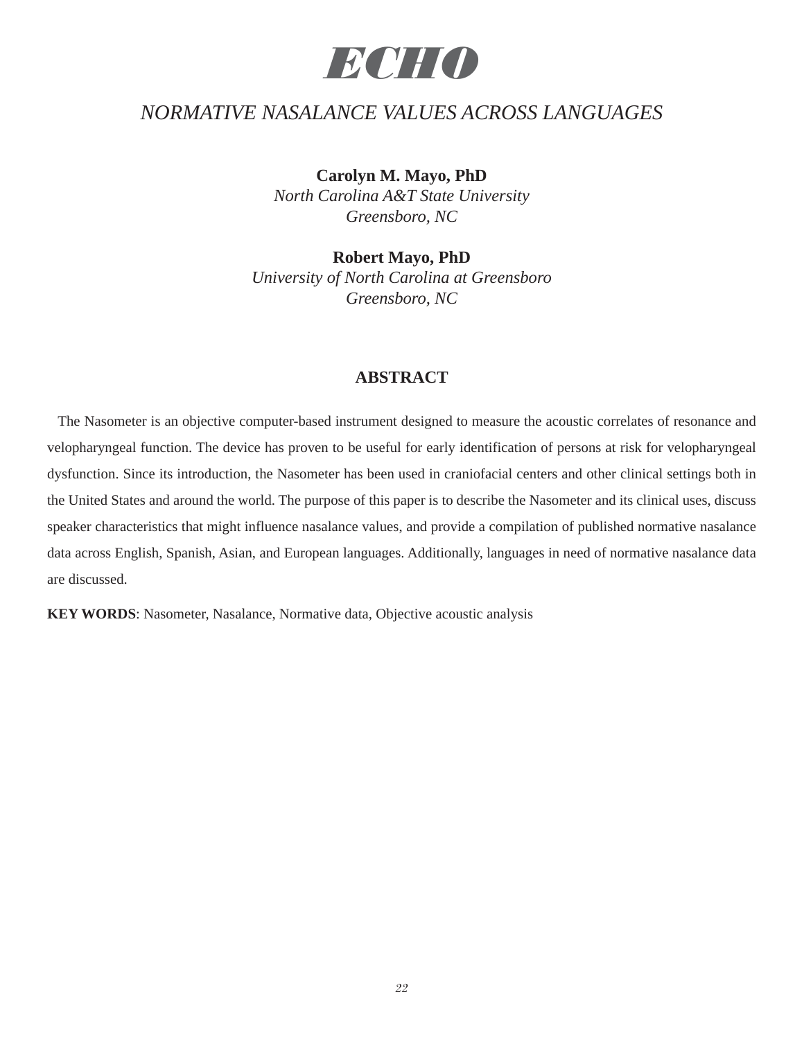# ECHO

## *NORMATIVE NASALANCE VALUES ACROSS LANGUAGES*

**Carolyn M. Mayo, PhD**
*North Carolina A&T State University*
*Greensboro, NC*

**Robert Mayo, PhD**
*University of North Carolina at Greensboro*
*Greensboro, NC*

### ABSTRACT

The Nasometer is an objective computer-based instrument designed to measure the acoustic correlates of resonance and velopharyngeal function. The device has proven to be useful for early identification of persons at risk for velopharyngeal dysfunction. Since its introduction, the Nasometer has been used in craniofacial centers and other clinical settings both in the United States and around the world. The purpose of this paper is to describe the Nasometer and its clinical uses, discuss speaker characteristics that might influence nasalance values, and provide a compilation of published normative nasalance data across English, Spanish, Asian, and European languages. Additionally, languages in need of normative nasalance data are discussed.

**KEY WORDS**: Nasometer, Nasalance, Normative data, Objective acoustic analysis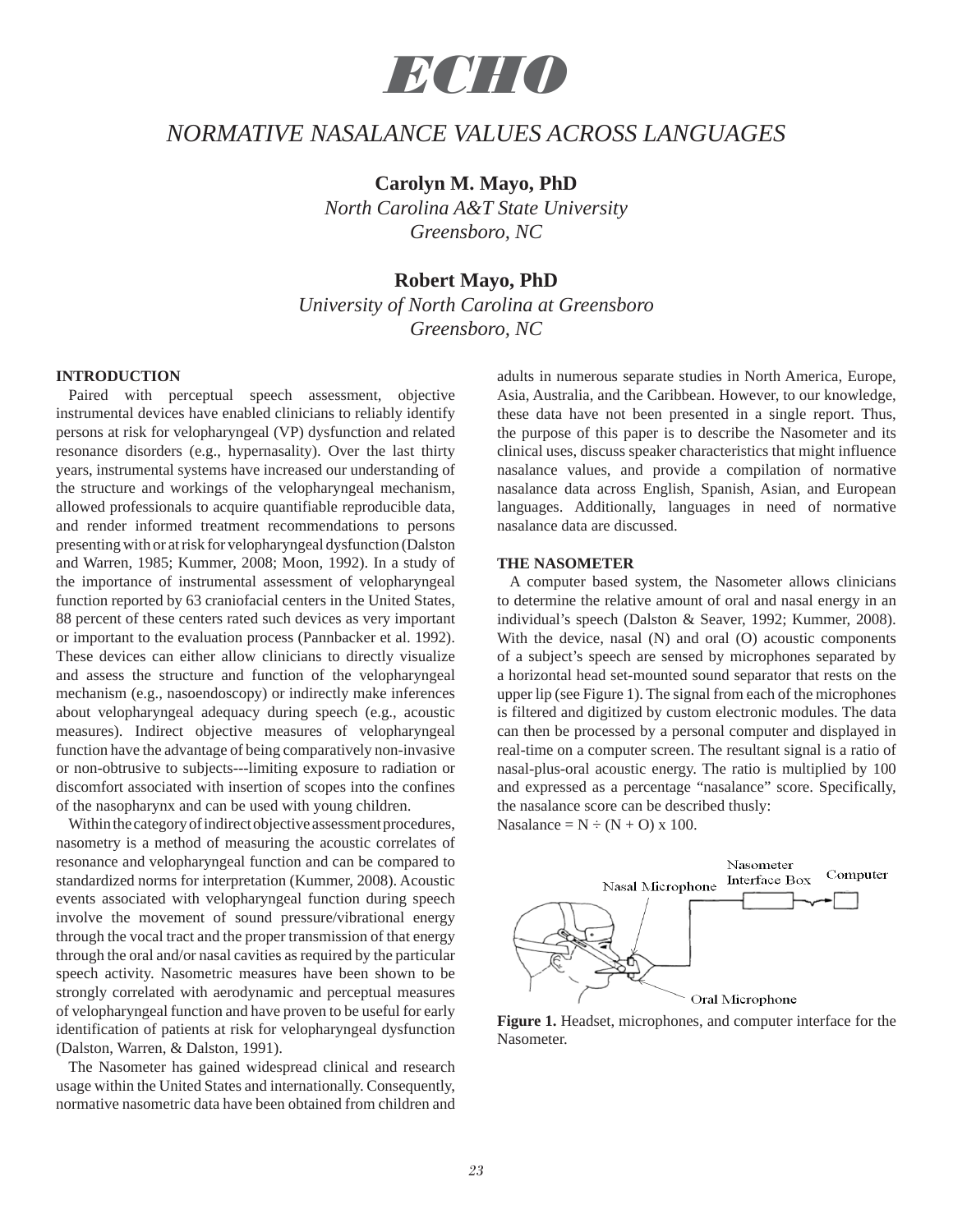# ECHO

## NORMATIVE NASALANCE VALUES ACROSS LANGUAGES

**Carolyn M. Mayo, PhD**
*North Carolina A&T State University*
*Greensboro, NC*

**Robert Mayo, PhD**
*University of North Carolina at Greensboro*
*Greensboro, NC*

### INTRODUCTION

Paired with perceptual speech assessment, objective instrumental devices have enabled clinicians to reliably identify persons at risk for velopharyngeal (VP) dysfunction and related resonance disorders (e.g., hypernasality). Over the last thirty years, instrumental systems have increased our understanding of the structure and workings of the velopharyngeal mechanism, allowed professionals to acquire quantifiable reproducible data, and render informed treatment recommendations to persons presenting with or at risk for velopharyngeal dysfunction (Dalston and Warren, 1985; Kummer, 2008; Moon, 1992). In a study of the importance of instrumental assessment of velopharyngeal function reported by 63 craniofacial centers in the United States, 88 percent of these centers rated such devices as very important or important to the evaluation process (Pannbacker et al. 1992). These devices can either allow clinicians to directly visualize and assess the structure and function of the velopharyngeal mechanism (e.g., nasoendoscopy) or indirectly make inferences about velopharyngeal adequacy during speech (e.g., acoustic measures). Indirect objective measures of velopharyngeal function have the advantage of being comparatively non-invasive or non-obtrusive to subjects---limiting exposure to radiation or discomfort associated with insertion of scopes into the confines of the nasopharynx and can be used with young children.

Within the category of indirect objective assessment procedures, nasometry is a method of measuring the acoustic correlates of resonance and velopharyngeal function and can be compared to standardized norms for interpretation (Kummer, 2008). Acoustic events associated with velopharyngeal function during speech involve the movement of sound pressure/vibrational energy through the vocal tract and the proper transmission of that energy through the oral and/or nasal cavities as required by the particular speech activity. Nasometric measures have been shown to be strongly correlated with aerodynamic and perceptual measures of velopharyngeal function and have proven to be useful for early identification of patients at risk for velopharyngeal dysfunction (Dalston, Warren, & Dalston, 1991).

The Nasometer has gained widespread clinical and research usage within the United States and internationally. Consequently, normative nasometric data have been obtained from children and adults in numerous separate studies in North America, Europe, Asia, Australia, and the Caribbean. However, to our knowledge, these data have not been presented in a single report. Thus, the purpose of this paper is to describe the Nasometer and its clinical uses, discuss speaker characteristics that might influence nasalance values, and provide a compilation of normative nasalance data across English, Spanish, Asian, and European languages. Additionally, languages in need of normative nasalance data are discussed.

### THE NASOMETER

A computer based system, the Nasometer allows clinicians to determine the relative amount of oral and nasal energy in an individual's speech (Dalston & Seaver, 1992; Kummer, 2008). With the device, nasal (N) and oral (O) acoustic components of a subject's speech are sensed by microphones separated by a horizontal head set-mounted sound separator that rests on the upper lip (see Figure 1). The signal from each of the microphones is filtered and digitized by custom electronic modules. The data can then be processed by a personal computer and displayed in real-time on a computer screen. The resultant signal is a ratio of nasal-plus-oral acoustic energy. The ratio is multiplied by 100 and expressed as a percentage "nasalance" score. Specifically, the nasalance score can be described thusly:

Nasalance = $N \div (N + O) \times 100$.

**Figure 1.** Headset, microphones, and computer interface for the Nasometer.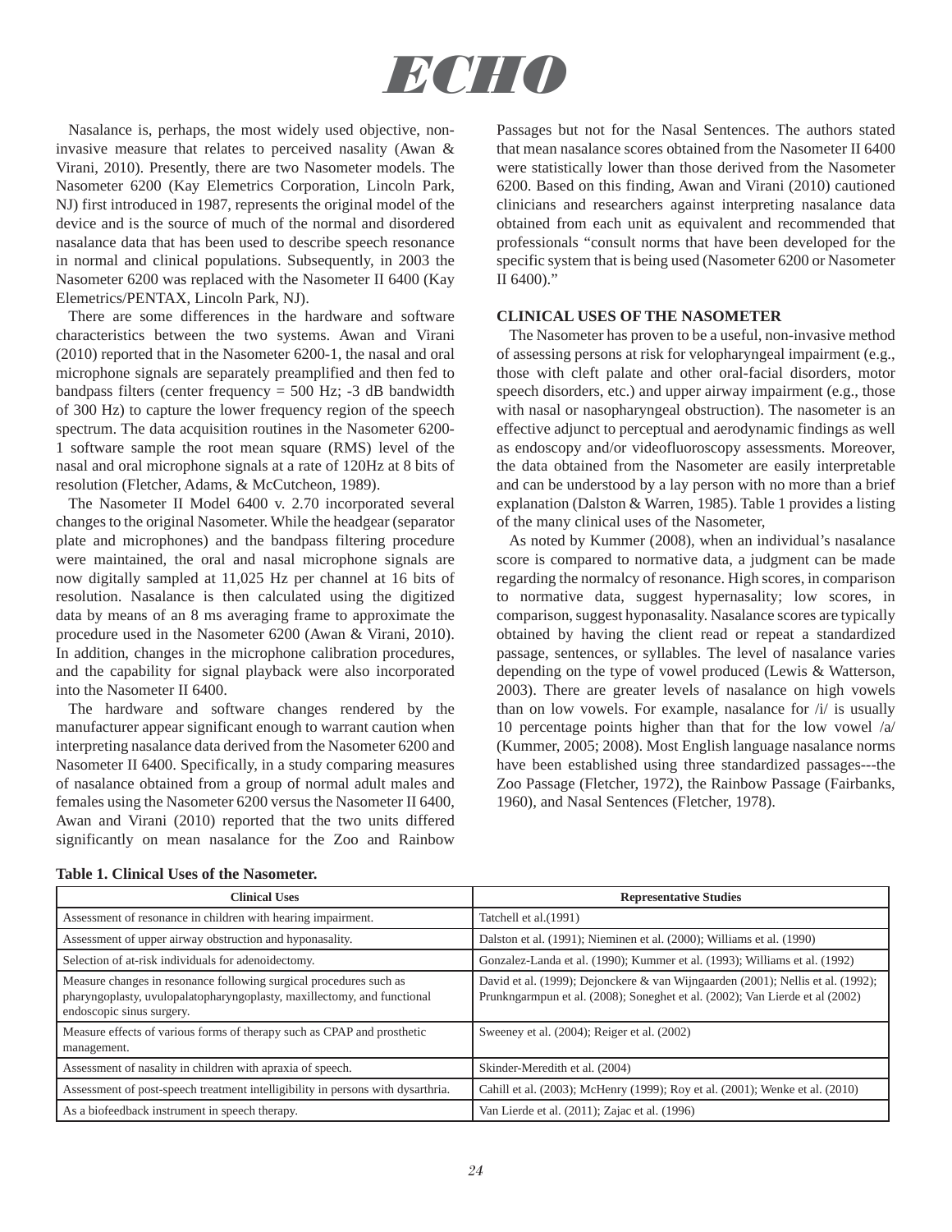Nasalance is, perhaps, the most widely used objective, non-invasive measure that relates to perceived nasality (Awan & Virani, 2010). Presently, there are two Nasometer models. The Nasometer 6200 (Kay Elemetrics Corporation, Lincoln Park, NJ) first introduced in 1987, represents the original model of the device and is the source of much of the normal and disordered nasalance data that has been used to describe speech resonance in normal and clinical populations. Subsequently, in 2003 the Nasometer 6200 was replaced with the Nasometer II 6400 (Kay Elemetrics/PENTAX, Lincoln Park, NJ).

There are some differences in the hardware and software characteristics between the two systems. Awan and Virani (2010) reported that in the Nasometer 6200-1, the nasal and oral microphone signals are separately preamplified and then fed to bandpass filters (center frequency = 500 Hz; -3 dB bandwidth of 300 Hz) to capture the lower frequency region of the speech spectrum. The data acquisition routines in the Nasometer 6200-1 software sample the root mean square (RMS) level of the nasal and oral microphone signals at a rate of 120Hz at 8 bits of resolution (Fletcher, Adams, & McCutcheon, 1989).

The Nasometer II Model 6400 v. 2.70 incorporated several changes to the original Nasometer. While the headgear (separator plate and microphones) and the bandpass filtering procedure were maintained, the oral and nasal microphone signals are now digitally sampled at 11,025 Hz per channel at 16 bits of resolution. Nasalance is then calculated using the digitized data by means of an 8 ms averaging frame to approximate the procedure used in the Nasometer 6200 (Awan & Virani, 2010). In addition, changes in the microphone calibration procedures, and the capability for signal playback were also incorporated into the Nasometer II 6400.

The hardware and software changes rendered by the manufacturer appear significant enough to warrant caution when interpreting nasalance data derived from the Nasometer 6200 and Nasometer II 6400. Specifically, in a study comparing measures of nasalance obtained from a group of normal adult males and females using the Nasometer 6200 versus the Nasometer II 6400, Awan and Virani (2010) reported that the two units differed significantly on mean nasalance for the Zoo and Rainbow Passages but not for the Nasal Sentences. The authors stated that mean nasalance scores obtained from the Nasometer II 6400 were statistically lower than those derived from the Nasometer 6200. Based on this finding, Awan and Virani (2010) cautioned clinicians and researchers against interpreting nasalance data obtained from each unit as equivalent and recommended that professionals "consult norms that have been developed for the specific system that is being used (Nasometer 6200 or Nasometer II 6400)."

## CLINICAL USES OF THE NASOMETER

The Nasometer has proven to be a useful, non-invasive method of assessing persons at risk for velopharyngeal impairment (e.g., those with cleft palate and other oral-facial disorders, motor speech disorders, etc.) and upper airway impairment (e.g., those with nasal or nasopharyngeal obstruction). The nasometer is an effective adjunct to perceptual and aerodynamic findings as well as endoscopy and/or videofluoroscopy assessments. Moreover, the data obtained from the Nasometer are easily interpretable and can be understood by a lay person with no more than a brief explanation (Dalston & Warren, 1985). Table 1 provides a listing of the many clinical uses of the Nasometer,

As noted by Kummer (2008), when an individual's nasalance score is compared to normative data, a judgment can be made regarding the normalcy of resonance. High scores, in comparison to normative data, suggest hypernasality; low scores, in comparison, suggest hyponasality. Nasalance scores are typically obtained by having the client read or repeat a standardized passage, sentences, or syllables. The level of nasalance varies depending on the type of vowel produced (Lewis & Watterson, 2003). There are greater levels of nasalance on high vowels than on low vowels. For example, nasalance for /i/ is usually 10 percentage points higher than that for the low vowel /a/ (Kummer, 2005; 2008). Most English language nasalance norms have been established using three standardized passages---the Zoo Passage (Fletcher, 1972), the Rainbow Passage (Fairbanks, 1960), and Nasal Sentences (Fletcher, 1978).

**Table 1. Clinical Uses of the Nasometer.**

| Clinical Uses | Representative Studies |
|---|---|
| Assessment of resonance in children with hearing impairment. | Tatchell et al.(1991) |
| Assessment of upper airway obstruction and hyponasality. | Dalston et al. (1991); Nieminen et al. (2000); Williams et al. (1990) |
| Selection of at-risk individuals for adenoidectomy. | Gonzalez-Landa et al. (1990); Kummer et al. (1993); Williams et al. (1992) |
| Measure changes in resonance following surgical procedures such as pharyngoplasty, uvulopalatopharyngoplasty, maxillectomy, and functional endoscopic sinus surgery. | David et al. (1999); Dejonckere & van Wijngaarden (2001); Nellis et al. (1992); Prunkngarmpun et al. (2008); Soneghet et al. (2002); Van Lierde et al (2002) |
| Measure effects of various forms of therapy such as CPAP and prosthetic management. | Sweeney et al. (2004); Reiger et al. (2002) |
| Assessment of nasality in children with apraxia of speech. | Skinder-Meredith et al. (2004) |
| Assessment of post-speech treatment intelligibility in persons with dysarthria. | Cahill et al. (2003); McHenry (1999); Roy et al. (2001); Wenke et al. (2010) |
| As a biofeedback instrument in speech therapy. | Van Lierde et al. (2011); Zajac et al. (1996) |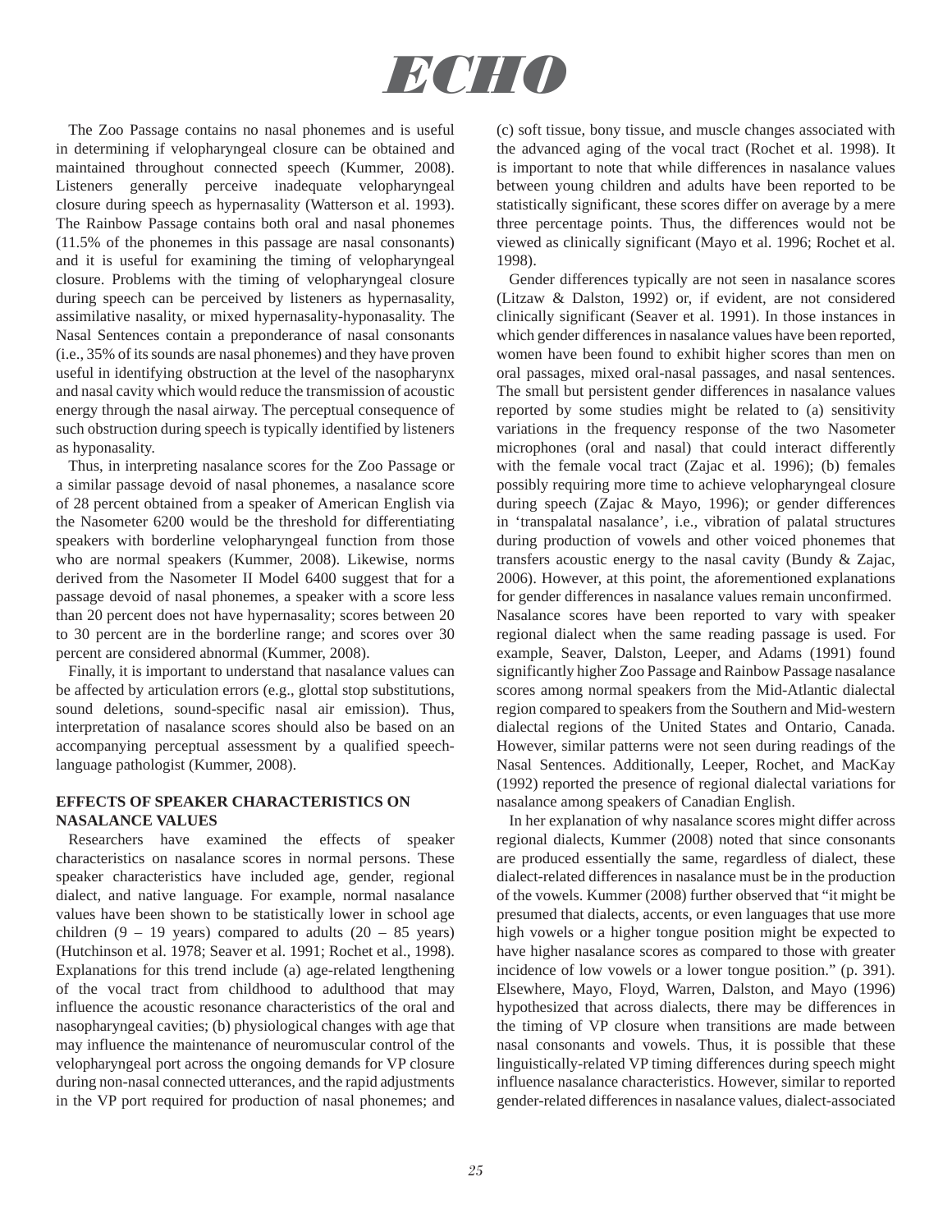The Zoo Passage contains no nasal phonemes and is useful in determining if velopharyngeal closure can be obtained and maintained throughout connected speech (Kummer, 2008). Listeners generally perceive inadequate velopharyngeal closure during speech as hypernasality (Watterson et al. 1993). The Rainbow Passage contains both oral and nasal phonemes (11.5% of the phonemes in this passage are nasal consonants) and it is useful for examining the timing of velopharyngeal closure. Problems with the timing of velopharyngeal closure during speech can be perceived by listeners as hypernasality, assimilative nasality, or mixed hypernasality-hyponasality. The Nasal Sentences contain a preponderance of nasal consonants (i.e., 35% of its sounds are nasal phonemes) and they have proven useful in identifying obstruction at the level of the nasopharynx and nasal cavity which would reduce the transmission of acoustic energy through the nasal airway. The perceptual consequence of such obstruction during speech is typically identified by listeners as hyponasality.

Thus, in interpreting nasalance scores for the Zoo Passage or a similar passage devoid of nasal phonemes, a nasalance score of 28 percent obtained from a speaker of American English via the Nasometer 6200 would be the threshold for differentiating speakers with borderline velopharyngeal function from those who are normal speakers (Kummer, 2008). Likewise, norms derived from the Nasometer II Model 6400 suggest that for a passage devoid of nasal phonemes, a speaker with a score less than 20 percent does not have hypernasality; scores between 20 to 30 percent are in the borderline range; and scores over 30 percent are considered abnormal (Kummer, 2008).

Finally, it is important to understand that nasalance values can be affected by articulation errors (e.g., glottal stop substitutions, sound deletions, sound-specific nasal air emission). Thus, interpretation of nasalance scores should also be based on an accompanying perceptual assessment by a qualified speech-language pathologist (Kummer, 2008).

## EFFECTS OF SPEAKER CHARACTERISTICS ON NASALANCE VALUES

Researchers have examined the effects of speaker characteristics on nasalance scores in normal persons. These speaker characteristics have included age, gender, regional dialect, and native language. For example, normal nasalance values have been shown to be statistically lower in school age children (9 – 19 years) compared to adults (20 – 85 years) (Hutchinson et al. 1978; Seaver et al. 1991; Rochet et al., 1998). Explanations for this trend include (a) age-related lengthening of the vocal tract from childhood to adulthood that may influence the acoustic resonance characteristics of the oral and nasopharyngeal cavities; (b) physiological changes with age that may influence the maintenance of neuromuscular control of the velopharyngeal port across the ongoing demands for VP closure during non-nasal connected utterances, and the rapid adjustments in the VP port required for production of nasal phonemes; and (c) soft tissue, bony tissue, and muscle changes associated with the advanced aging of the vocal tract (Rochet et al. 1998). It is important to note that while differences in nasalance values between young children and adults have been reported to be statistically significant, these scores differ on average by a mere three percentage points. Thus, the differences would not be viewed as clinically significant (Mayo et al. 1996; Rochet et al. 1998).

Gender differences typically are not seen in nasalance scores (Litzaw & Dalston, 1992) or, if evident, are not considered clinically significant (Seaver et al. 1991). In those instances in which gender differences in nasalance values have been reported, women have been found to exhibit higher scores than men on oral passages, mixed oral-nasal passages, and nasal sentences. The small but persistent gender differences in nasalance values reported by some studies might be related to (a) sensitivity variations in the frequency response of the two Nasometer microphones (oral and nasal) that could interact differently with the female vocal tract (Zajac et al. 1996); (b) females possibly requiring more time to achieve velopharyngeal closure during speech (Zajac & Mayo, 1996); or gender differences in 'transpalatal nasalance', i.e., vibration of palatal structures during production of vowels and other voiced phonemes that transfers acoustic energy to the nasal cavity (Bundy & Zajac, 2006). However, at this point, the aforementioned explanations for gender differences in nasalance values remain unconfirmed.

Nasalance scores have been reported to vary with speaker regional dialect when the same reading passage is used. For example, Seaver, Dalston, Leeper, and Adams (1991) found significantly higher Zoo Passage and Rainbow Passage nasalance scores among normal speakers from the Mid-Atlantic dialectal region compared to speakers from the Southern and Mid-western dialectal regions of the United States and Ontario, Canada. However, similar patterns were not seen during readings of the Nasal Sentences. Additionally, Leeper, Rochet, and MacKay (1992) reported the presence of regional dialectal variations for nasalance among speakers of Canadian English.

In her explanation of why nasalance scores might differ across regional dialects, Kummer (2008) noted that since consonants are produced essentially the same, regardless of dialect, these dialect-related differences in nasalance must be in the production of the vowels. Kummer (2008) further observed that "it might be presumed that dialects, accents, or even languages that use more high vowels or a higher tongue position might be expected to have higher nasalance scores as compared to those with greater incidence of low vowels or a lower tongue position." (p. 391). Elsewhere, Mayo, Floyd, Warren, Dalston, and Mayo (1996) hypothesized that across dialects, there may be differences in the timing of VP closure when transitions are made between nasal consonants and vowels. Thus, it is possible that these linguistically-related VP timing differences during speech might influence nasalance characteristics. However, similar to reported gender-related differences in nasalance values, dialect-associated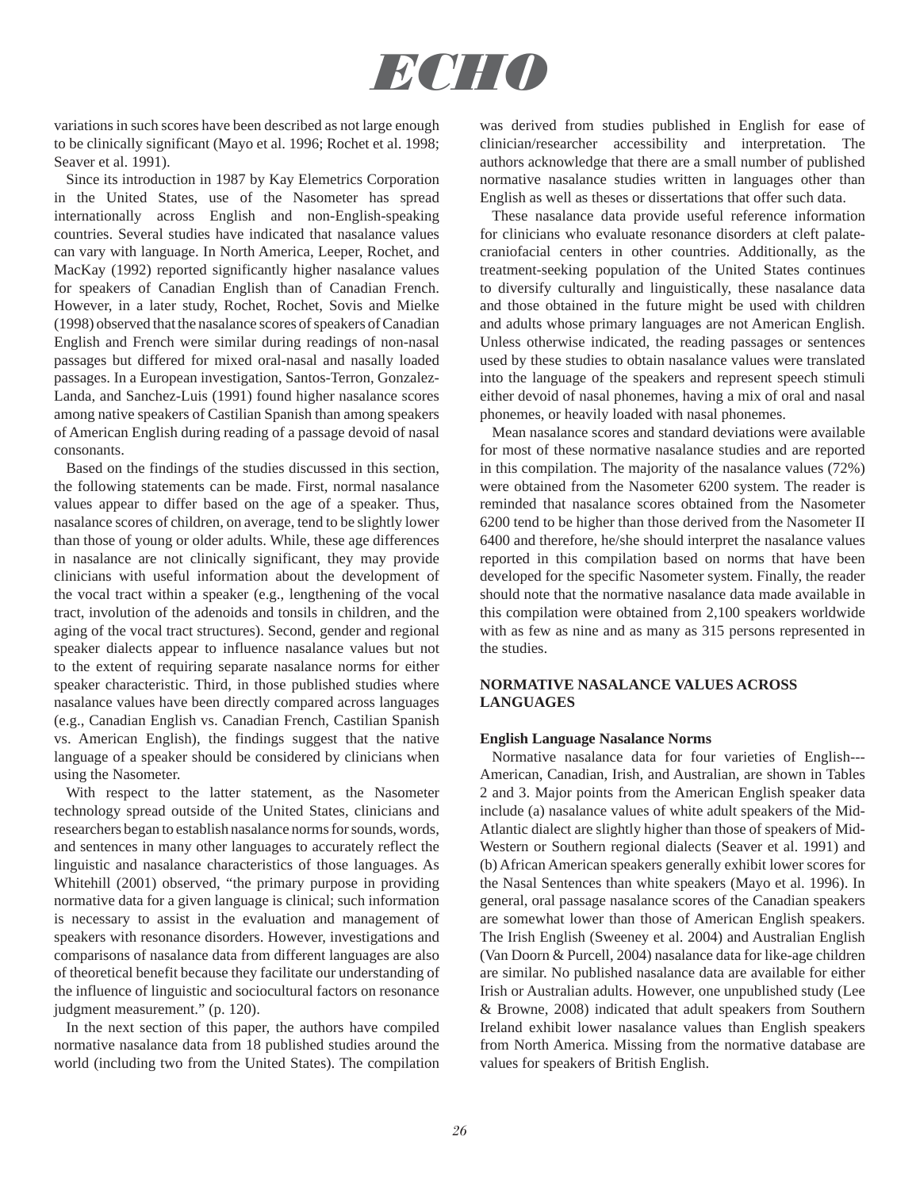variations in such scores have been described as not large enough to be clinically significant (Mayo et al. 1996; Rochet et al. 1998; Seaver et al. 1991).

Since its introduction in 1987 by Kay Elemetrics Corporation in the United States, use of the Nasometer has spread internationally across English and non-English-speaking countries. Several studies have indicated that nasalance values can vary with language. In North America, Leeper, Rochet, and MacKay (1992) reported significantly higher nasalance values for speakers of Canadian English than of Canadian French. However, in a later study, Rochet, Rochet, Sovis and Mielke (1998) observed that the nasalance scores of speakers of Canadian English and French were similar during readings of non-nasal passages but differed for mixed oral-nasal and nasally loaded passages. In a European investigation, Santos-Terron, Gonzalez-Landa, and Sanchez-Luis (1991) found higher nasalance scores among native speakers of Castilian Spanish than among speakers of American English during reading of a passage devoid of nasal consonants.

Based on the findings of the studies discussed in this section, the following statements can be made. First, normal nasalance values appear to differ based on the age of a speaker. Thus, nasalance scores of children, on average, tend to be slightly lower than those of young or older adults. While, these age differences in nasalance are not clinically significant, they may provide clinicians with useful information about the development of the vocal tract within a speaker (e.g., lengthening of the vocal tract, involution of the adenoids and tonsils in children, and the aging of the vocal tract structures). Second, gender and regional speaker dialects appear to influence nasalance values but not to the extent of requiring separate nasalance norms for either speaker characteristic. Third, in those published studies where nasalance values have been directly compared across languages (e.g., Canadian English vs. Canadian French, Castilian Spanish vs. American English), the findings suggest that the native language of a speaker should be considered by clinicians when using the Nasometer.

With respect to the latter statement, as the Nasometer technology spread outside of the United States, clinicians and researchers began to establish nasalance norms for sounds, words, and sentences in many other languages to accurately reflect the linguistic and nasalance characteristics of those languages. As Whitehill (2001) observed, "the primary purpose in providing normative data for a given language is clinical; such information is necessary to assist in the evaluation and management of speakers with resonance disorders. However, investigations and comparisons of nasalance data from different languages are also of theoretical benefit because they facilitate our understanding of the influence of linguistic and sociocultural factors on resonance judgment measurement." (p. 120).

In the next section of this paper, the authors have compiled normative nasalance data from 18 published studies around the world (including two from the United States). The compilation was derived from studies published in English for ease of clinician/researcher accessibility and interpretation. The authors acknowledge that there are a small number of published normative nasalance studies written in languages other than English as well as theses or dissertations that offer such data.

These nasalance data provide useful reference information for clinicians who evaluate resonance disorders at cleft palate-craniofacial centers in other countries. Additionally, as the treatment-seeking population of the United States continues to diversify culturally and linguistically, these nasalance data and those obtained in the future might be used with children and adults whose primary languages are not American English. Unless otherwise indicated, the reading passages or sentences used by these studies to obtain nasalance values were translated into the language of the speakers and represent speech stimuli either devoid of nasal phonemes, having a mix of oral and nasal phonemes, or heavily loaded with nasal phonemes.

Mean nasalance scores and standard deviations were available for most of these normative nasalance studies and are reported in this compilation. The majority of the nasalance values (72%) were obtained from the Nasometer 6200 system. The reader is reminded that nasalance scores obtained from the Nasometer 6200 tend to be higher than those derived from the Nasometer II 6400 and therefore, he/she should interpret the nasalance values reported in this compilation based on norms that have been developed for the specific Nasometer system. Finally, the reader should note that the normative nasalance data made available in this compilation were obtained from 2,100 speakers worldwide with as few as nine and as many as 315 persons represented in the studies.

## NORMATIVE NASALANCE VALUES ACROSS LANGUAGES

### English Language Nasalance Norms

Normative nasalance data for four varieties of English---American, Canadian, Irish, and Australian, are shown in Tables 2 and 3. Major points from the American English speaker data include (a) nasalance values of white adult speakers of the Mid-Atlantic dialect are slightly higher than those of speakers of Mid-Western or Southern regional dialects (Seaver et al. 1991) and (b) African American speakers generally exhibit lower scores for the Nasal Sentences than white speakers (Mayo et al. 1996). In general, oral passage nasalance scores of the Canadian speakers are somewhat lower than those of American English speakers. The Irish English (Sweeney et al. 2004) and Australian English (Van Doorn & Purcell, 2004) nasalance data for like-age children are similar. No published nasalance data are available for either Irish or Australian adults. However, one unpublished study (Lee & Browne, 2008) indicated that adult speakers from Southern Ireland exhibit lower nasalance values than English speakers from North America. Missing from the normative database are values for speakers of British English.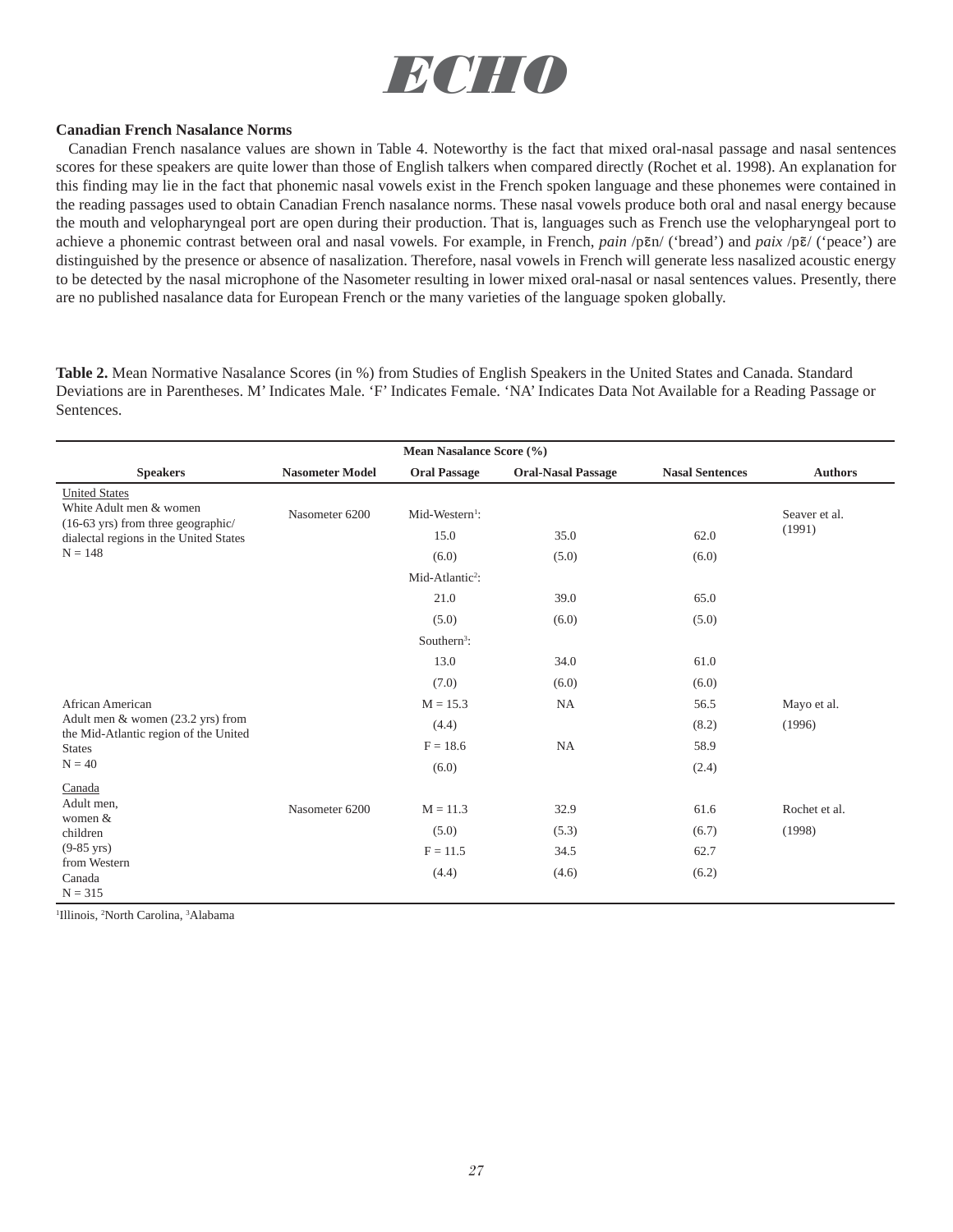### Canadian French Nasalance Norms

Canadian French nasalance values are shown in Table 4. Noteworthy is the fact that mixed oral-nasal passage and nasal sentences scores for these speakers are quite lower than those of English talkers when compared directly (Rochet et al. 1998). An explanation for this finding may lie in the fact that phonemic nasal vowels exist in the French spoken language and these phonemes were contained in the reading passages used to obtain Canadian French nasalance norms. These nasal vowels produce both oral and nasal energy because the mouth and velopharyngeal port are open during their production. That is, languages such as French use the velopharyngeal port to achieve a phonemic contrast between oral and nasal vowels. For example, in French, *pain* /pɛ̃n/ ('bread') and *paix* /pɛ̃/ ('peace') are distinguished by the presence or absence of nasalization. Therefore, nasal vowels in French will generate less nasalized acoustic energy to be detected by the nasal microphone of the Nasometer resulting in lower mixed oral-nasal or nasal sentences values. Presently, there are no published nasalance data for European French or the many varieties of the language spoken globally.

**Table 2.** Mean Normative Nasalance Scores (in %) from Studies of English Speakers in the United States and Canada. Standard Deviations are in Parentheses. M' Indicates Male. 'F' Indicates Female. 'NA' Indicates Data Not Available for a Reading Passage or Sentences.

| | | Mean Nasalance Score (%) | | | |
|---|---|---|---|---|---|
| **Speakers** | **Nasometer Model** | **Oral Passage** | **Oral-Nasal Passage** | **Nasal Sentences** | **Authors** |
| United States<br>White Adult men & women (16-63 yrs) from three geographic/ dialectal regions in the United States<br>N = 148 | Nasometer 6200 | Mid-Western[1]: | | | Seaver et al. (1991) |
| | | 15.0 | 35.0 | 62.0 | |
| | | (6.0) | (5.0) | (6.0) | |
| | | Mid-Atlantic[2]: | | | |
| | | 21.0 | 39.0 | 65.0 | |
| | | (5.0) | (6.0) | (5.0) | |
| | | Southern[3]: | | | |
| | | 13.0 | 34.0 | 61.0 | |
| | | (7.0) | (6.0) | (6.0) | |
| African American<br>Adult men & women (23.2 yrs) from the Mid-Atlantic region of the United States<br>N = 40 | | M = 15.3 | NA | 56.5 | Mayo et al. |
| | | (4.4) | | (8.2) | (1996) |
| | | F = 18.6 | NA | 58.9 | |
| | | (6.0) | | (2.4) | |
| Canada<br>Adult men, women & children (9-85 yrs) from Western Canada<br>N = 315 | Nasometer 6200 | M = 11.3 | 32.9 | 61.6 | Rochet et al. |
| | | (5.0) | (5.3) | (6.7) | (1998) |
| | | F = 11.5 | 34.5 | 62.7 | |
| | | (4.4) | (4.6) | (6.2) | |

[1]Illinois, [2]North Carolina, [3]Alabama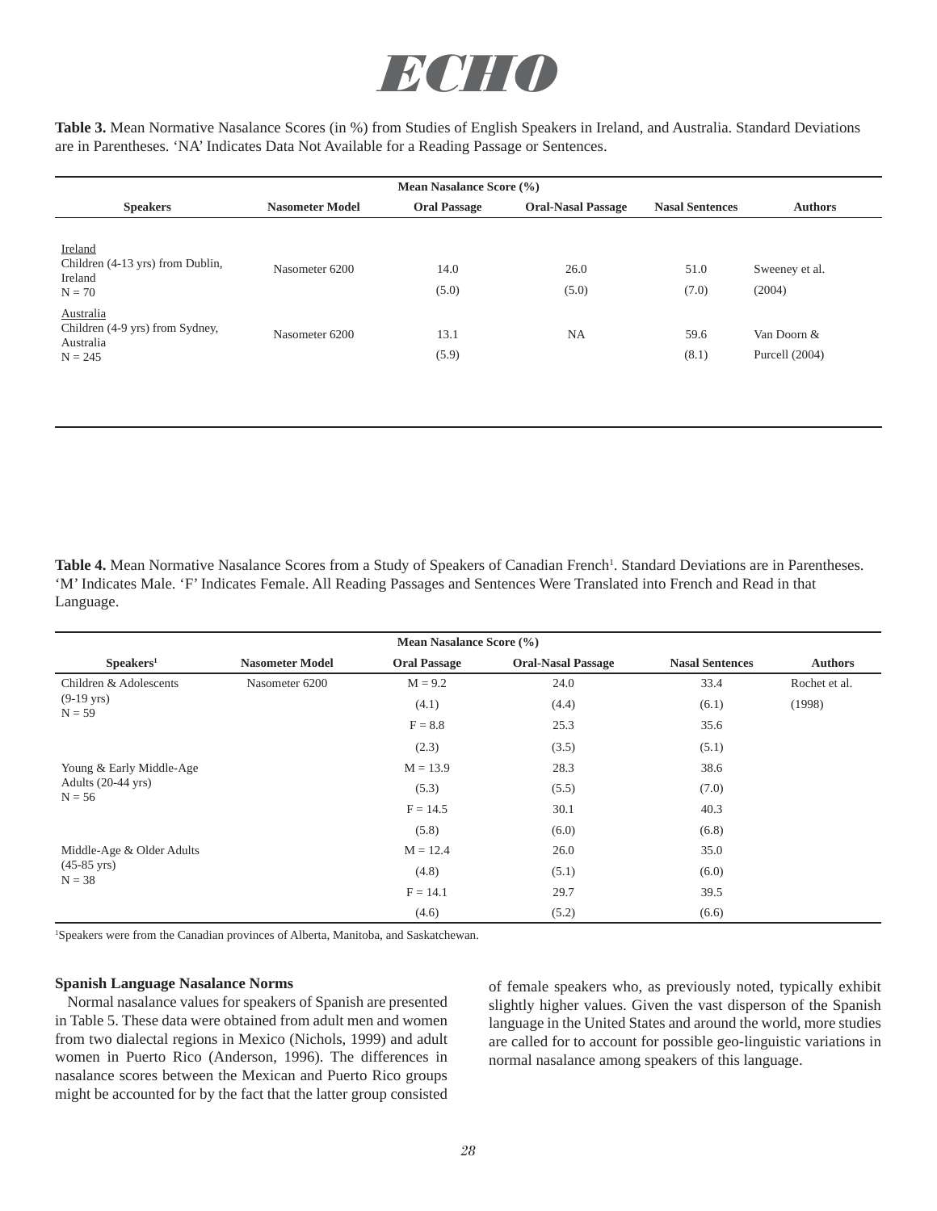**Table 3.** Mean Normative Nasalance Scores (in %) from Studies of English Speakers in Ireland, and Australia. Standard Deviations are in Parentheses. 'NA' Indicates Data Not Available for a Reading Passage or Sentences.

| | | Mean Nasalance Score (%) | | | |
|---|---|---|---|---|---|
| **Speakers** | **Nasometer Model** | **Oral Passage** | **Oral-Nasal Passage** | **Nasal Sentences** | **Authors** |
| Ireland<br>Children (4-13 yrs) from Dublin, Ireland<br>N = 70 | Nasometer 6200 | 14.0<br>(5.0) | 26.0<br>(5.0) | 51.0<br>(7.0) | Sweeney et al.<br>(2004) |
| Australia<br>Children (4-9 yrs) from Sydney, Australia<br>N = 245 | Nasometer 6200 | 13.1<br>(5.9) | NA | 59.6<br>(8.1) | Van Doorn &<br>Purcell (2004) |

**Table 4.** Mean Normative Nasalance Scores from a Study of Speakers of Canadian French[1]. Standard Deviations are in Parentheses. 'M' Indicates Male. 'F' Indicates Female. All Reading Passages and Sentences Were Translated into French and Read in that Language.

| | | Mean Nasalance Score (%) | | | |
|---|---|---|---|---|---|
| **Speakers**[1] | **Nasometer Model** | **Oral Passage** | **Oral-Nasal Passage** | **Nasal Sentences** | **Authors** |
| Children & Adolescents | Nasometer 6200 | M = 9.2 | 24.0 | 33.4 | Rochet et al. |
| (9-19 yrs)<br>N = 59 | | (4.1) | (4.4) | (6.1) | (1998) |
| | | F = 8.8 | 25.3 | 35.6 | |
| | | (2.3) | (3.5) | (5.1) | |
| Young & Early Middle-Age | | M = 13.9 | 28.3 | 38.6 | |
| Adults (20-44 yrs)<br>N = 56 | | (5.3) | (5.5) | (7.0) | |
| | | F = 14.5 | 30.1 | 40.3 | |
| | | (5.8) | (6.0) | (6.8) | |
| Middle-Age & Older Adults | | M = 12.4 | 26.0 | 35.0 | |
| (45-85 yrs)<br>N = 38 | | (4.8) | (5.1) | (6.0) | |
| | | F = 14.1 | 29.7 | 39.5 | |
| | | (4.6) | (5.2) | (6.6) | |

[1]Speakers were from the Canadian provinces of Alberta, Manitoba, and Saskatchewan.

**Spanish Language Nasalance Norms**

Normal nasalance values for speakers of Spanish are presented in Table 5. These data were obtained from adult men and women from two dialectal regions in Mexico (Nichols, 1999) and adult women in Puerto Rico (Anderson, 1996). The differences in nasalance scores between the Mexican and Puerto Rico groups might be accounted for by the fact that the latter group consisted of female speakers who, as previously noted, typically exhibit slightly higher values. Given the vast disperson of the Spanish language in the United States and around the world, more studies are called for to account for possible geo-linguistic variations in normal nasalance among speakers of this language.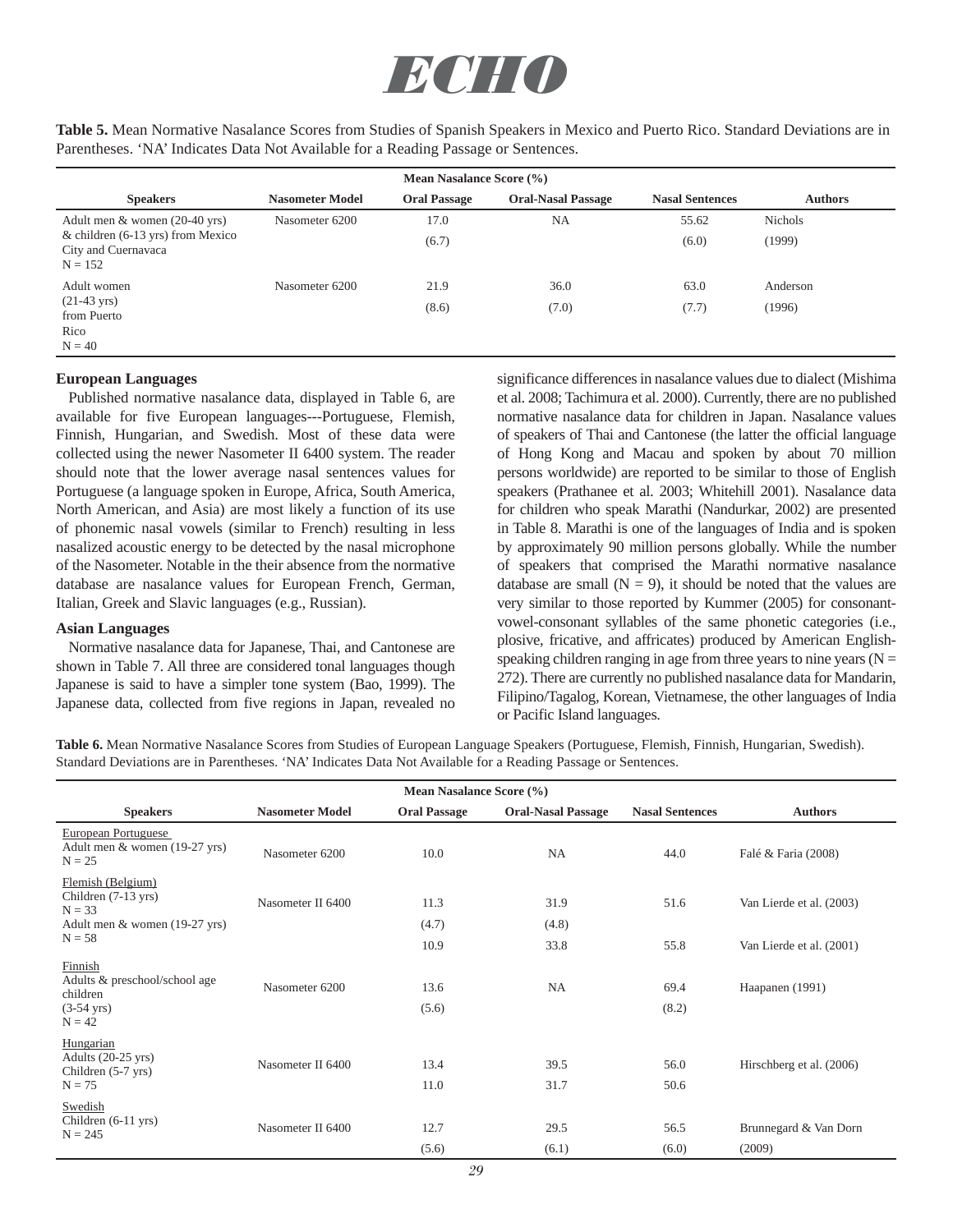**Table 5.** Mean Normative Nasalance Scores from Studies of Spanish Speakers in Mexico and Puerto Rico. Standard Deviations are in Parentheses. 'NA' Indicates Data Not Available for a Reading Passage or Sentences.

| | | Mean Nasalance Score (%) | | | |
|---|---|---|---|---|---|
| **Speakers** | **Nasometer Model** | **Oral Passage** | **Oral-Nasal Passage** | **Nasal Sentences** | **Authors** |
| Adult men & women (20-40 yrs) & children (6-13 yrs) from Mexico City and Cuernavaca N = 152 | Nasometer 6200 | 17.0 (6.7) | NA | 55.62 (6.0) | Nichols (1999) |
| Adult women (21-43 yrs) from Puerto Rico N = 40 | Nasometer 6200 | 21.9 (8.6) | 36.0 (7.0) | 63.0 (7.7) | Anderson (1996) |

### European Languages

Published normative nasalance data, displayed in Table 6, are available for five European languages---Portuguese, Flemish, Finnish, Hungarian, and Swedish. Most of these data were collected using the newer Nasometer II 6400 system. The reader should note that the lower average nasal sentences values for Portuguese (a language spoken in Europe, Africa, South America, North American, and Asia) are most likely a function of its use of phonemic nasal vowels (similar to French) resulting in less nasalized acoustic energy to be detected by the nasal microphone of the Nasometer. Notable in the their absence from the normative database are nasalance values for European French, German, Italian, Greek and Slavic languages (e.g., Russian).

### Asian Languages

Normative nasalance data for Japanese, Thai, and Cantonese are shown in Table 7. All three are considered tonal languages though Japanese is said to have a simpler tone system (Bao, 1999). The Japanese data, collected from five regions in Japan, revealed no significance differences in nasalance values due to dialect (Mishima et al. 2008; Tachimura et al. 2000). Currently, there are no published normative nasalance data for children in Japan. Nasalance values of speakers of Thai and Cantonese (the latter the official language of Hong Kong and Macau and spoken by about 70 million persons worldwide) are reported to be similar to those of English speakers (Prathanee et al. 2003; Whitehill 2001). Nasalance data for children who speak Marathi (Nandurkar, 2002) are presented in Table 8. Marathi is one of the languages of India and is spoken by approximately 90 million persons globally. While the number of speakers that comprised the Marathi normative nasalance database are small (N = 9), it should be noted that the values are very similar to those reported by Kummer (2005) for consonant-vowel-consonant syllables of the same phonetic categories (i.e., plosive, fricative, and affricates) produced by American English-speaking children ranging in age from three years to nine years (N = 272). There are currently no published nasalance data for Mandarin, Filipino/Tagalog, Korean, Vietnamese, the other languages of India or Pacific Island languages.

**Table 6.** Mean Normative Nasalance Scores from Studies of European Language Speakers (Portuguese, Flemish, Finnish, Hungarian, Swedish). Standard Deviations are in Parentheses. 'NA' Indicates Data Not Available for a Reading Passage or Sentences.

| | | Mean Nasalance Score (%) | | | |
|---|---|---|---|---|---|
| **Speakers** | **Nasometer Model** | **Oral Passage** | **Oral-Nasal Passage** | **Nasal Sentences** | **Authors** |
| European Portuguese Adult men & women (19-27 yrs) N = 25 | Nasometer 6200 | 10.0 | NA | 44.0 | Falé & Faria (2008) |
| Flemish (Belgium) Children (7-13 yrs) N = 33 | Nasometer II 6400 | 11.3 (4.7) | 31.9 (4.8) | 51.6 | Van Lierde et al. (2003) |
| Adult men & women (19-27 yrs) N = 58 | | 10.9 | 33.8 | 55.8 | Van Lierde et al. (2001) |
| Finnish Adults & preschool/school age children (3-54 yrs) N = 42 | Nasometer 6200 | 13.6 (5.6) | NA | 69.4 (8.2) | Haapanen (1991) |
| Hungarian Adults (20-25 yrs) | Nasometer II 6400 | 13.4 | 39.5 | 56.0 | Hirschberg et al. (2006) |
| Children (5-7 yrs) N = 75 | | 11.0 | 31.7 | 50.6 | |
| Swedish Children (6-11 yrs) N = 245 | Nasometer II 6400 | 12.7 (5.6) | 29.5 (6.1) | 56.5 (6.0) | Brunnegard & Van Dorn (2009) |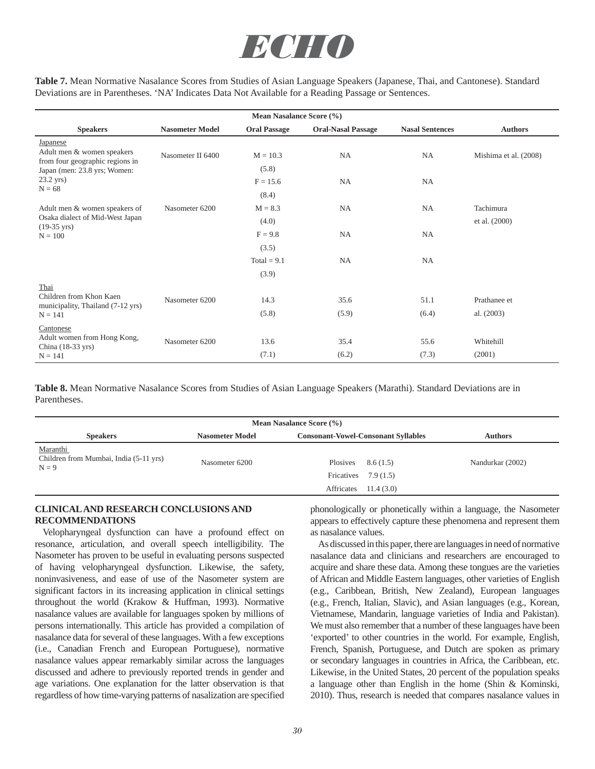**Table 7.** Mean Normative Nasalance Scores from Studies of Asian Language Speakers (Japanese, Thai, and Cantonese). Standard Deviations are in Parentheses. 'NA' Indicates Data Not Available for a Reading Passage or Sentences.

| | | Mean Nasalance Score (%) | | | |
|---|---|---|---|---|---|
| **Speakers** | **Nasometer Model** | **Oral Passage** | **Oral-Nasal Passage** | **Nasal Sentences** | **Authors** |
| Japanese<br>Adult men & women speakers from four geographic regions in Japan (men: 23.8 yrs; Women: 23.2 yrs)<br>N = 68 | Nasometer II 6400 | M = 10.3<br>(5.8)<br>F = 15.6<br>(8.4) | NA<br><br>NA | NA<br><br>NA | Mishima et al. (2008) |
| Adult men & women speakers of Osaka dialect of Mid-West Japan (19-35 yrs)<br>N = 100 | Nasometer 6200 | M = 8.3<br>(4.0)<br>F = 9.8<br>(3.5)<br>Total = 9.1<br>(3.9) | NA<br><br>NA<br><br>NA | NA<br><br>NA<br><br>NA | Tachimura et al. (2000) |
| Thai<br>Children from Khon Kaen municipality, Thailand (7-12 yrs)<br>N = 141 | Nasometer 6200 | 14.3<br>(5.8) | 35.6<br>(5.9) | 51.1<br>(6.4) | Prathanee et al. (2003) |
| Cantonese<br>Adult women from Hong Kong, China (18-33 yrs)<br>N = 141 | Nasometer 6200 | 13.6<br>(7.1) | 35.4<br>(6.2) | 55.6<br>(7.3) | Whitehill (2001) |

**Table 8.** Mean Normative Nasalance Scores from Studies of Asian Language Speakers (Marathi). Standard Deviations are in Parentheses.

| | | Mean Nasalance Score (%) | |
|---|---|---|---|
| **Speakers** | **Nasometer Model** | **Consonant-Vowel-Consonant Syllables** | **Authors** |
| Maranthi<br>Children from Mumbai, India (5-11 yrs)<br>N = 9 | Nasometer 6200 | Plosives 8.6 (1.5)<br>Fricatives 7.9 (1.5)<br>Affricates 11.4 (3.0) | Nandurkar (2002) |

## CLINICAL AND RESEARCH CONCLUSIONS AND RECOMMENDATIONS

Velopharyngeal dysfunction can have a profound effect on resonance, articulation, and overall speech intelligibility. The Nasometer has proven to be useful in evaluating persons suspected of having velopharyngeal dysfunction. Likewise, the safety, noninvasiveness, and ease of use of the Nasometer system are significant factors in its increasing application in clinical settings throughout the world (Krakow & Huffman, 1993). Normative nasalance values are available for languages spoken by millions of persons internationally. This article has provided a compilation of nasalance data for several of these languages. With a few exceptions (i.e., Canadian French and European Portuguese), normative nasalance values appear remarkably similar across the languages discussed and adhere to previously reported trends in gender and age variations. One explanation for the latter observation is that regardless of how time-varying patterns of nasalization are specified phonologically or phonetically within a language, the Nasometer appears to effectively capture these phenomena and represent them as nasalance values.

As discussed in this paper, there are languages in need of normative nasalance data and clinicians and researchers are encouraged to acquire and share these data. Among these tongues are the varieties of African and Middle Eastern languages, other varieties of English (e.g., Caribbean, British, New Zealand), European languages (e.g., French, Italian, Slavic), and Asian languages (e.g., Korean, Vietnamese, Mandarin, language varieties of India and Pakistan). We must also remember that a number of these languages have been 'exported' to other countries in the world. For example, English, French, Spanish, Portuguese, and Dutch are spoken as primary or secondary languages in countries in Africa, the Caribbean, etc. Likewise, in the United States, 20 percent of the population speaks a language other than English in the home (Shin & Kominski, 2010). Thus, research is needed that compares nasalance values in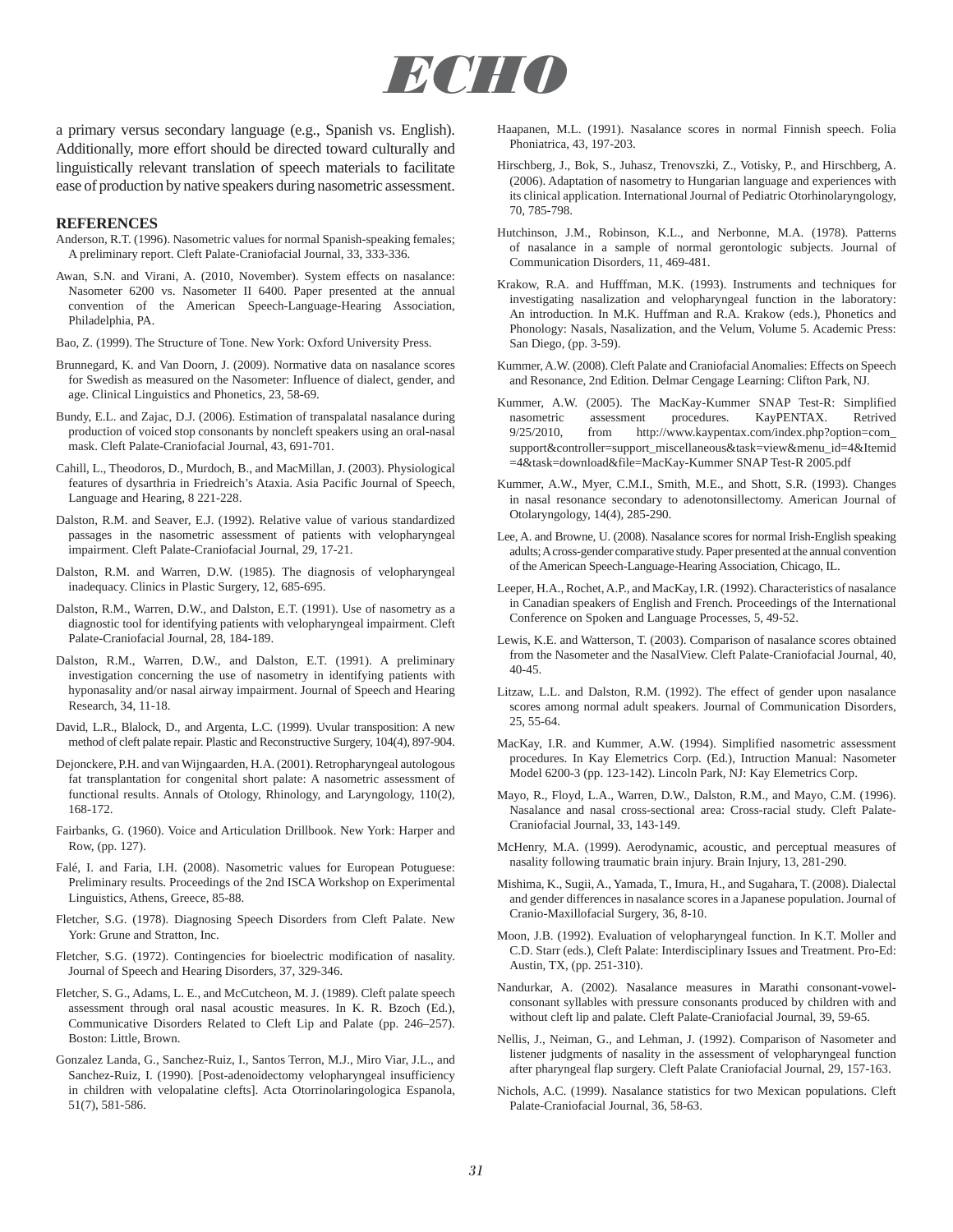a primary versus secondary language (e.g., Spanish vs. English). Additionally, more effort should be directed toward culturally and linguistically relevant translation of speech materials to facilitate ease of production by native speakers during nasometric assessment.

## REFERENCES

Anderson, R.T. (1996). Nasometric values for normal Spanish-speaking females; A preliminary report. Cleft Palate-Craniofacial Journal, 33, 333-336.

Awan, S.N. and Virani, A. (2010, November). System effects on nasalance: Nasometer 6200 vs. Nasometer II 6400. Paper presented at the annual convention of the American Speech-Language-Hearing Association, Philadelphia, PA.

Bao, Z. (1999). The Structure of Tone. New York: Oxford University Press.

Brunnegard, K. and Van Doorn, J. (2009). Normative data on nasalance scores for Swedish as measured on the Nasometer: Influence of dialect, gender, and age. Clinical Linguistics and Phonetics, 23, 58-69.

Bundy, E.L. and Zajac, D.J. (2006). Estimation of transpalatal nasalance during production of voiced stop consonants by noncleft speakers using an oral-nasal mask. Cleft Palate-Craniofacial Journal, 43, 691-701.

Cahill, L., Theodoros, D., Murdoch, B., and MacMillan, J. (2003). Physiological features of dysarthria in Friedreich's Ataxia. Asia Pacific Journal of Speech, Language and Hearing, 8 221-228.

Dalston, R.M. and Seaver, E.J. (1992). Relative value of various standardized passages in the nasometric assessment of patients with velopharyngeal impairment. Cleft Palate-Craniofacial Journal, 29, 17-21.

Dalston, R.M. and Warren, D.W. (1985). The diagnosis of velopharyngeal inadequacy. Clinics in Plastic Surgery, 12, 685-695.

Dalston, R.M., Warren, D.W., and Dalston, E.T. (1991). Use of nasometry as a diagnostic tool for identifying patients with velopharyngeal impairment. Cleft Palate-Craniofacial Journal, 28, 184-189.

Dalston, R.M., Warren, D.W., and Dalston, E.T. (1991). A preliminary investigation concerning the use of nasometry in identifying patients with hyponasality and/or nasal airway impairment. Journal of Speech and Hearing Research, 34, 11-18.

David, L.R., Blalock, D., and Argenta, L.C. (1999). Uvular transposition: A new method of cleft palate repair. Plastic and Reconstructive Surgery, 104(4), 897-904.

Dejonckere, P.H. and van Wijngaarden, H.A. (2001). Retropharyngeal autologous fat transplantation for congenital short palate: A nasometric assessment of functional results. Annals of Otology, Rhinology, and Laryngology, 110(2), 168-172.

Fairbanks, G. (1960). Voice and Articulation Drillbook. New York: Harper and Row, (pp. 127).

Falé, I. and Faria, I.H. (2008). Nasometric values for European Potuguese: Preliminary results. Proceedings of the 2nd ISCA Workshop on Experimental Linguistics, Athens, Greece, 85-88.

Fletcher, S.G. (1978). Diagnosing Speech Disorders from Cleft Palate. New York: Grune and Stratton, Inc.

Fletcher, S.G. (1972). Contingencies for bioelectric modification of nasality. Journal of Speech and Hearing Disorders, 37, 329-346.

Fletcher, S. G., Adams, L. E., and McCutcheon, M. J. (1989). Cleft palate speech assessment through oral nasal acoustic measures. In K. R. Bzoch (Ed.), Communicative Disorders Related to Cleft Lip and Palate (pp. 246–257). Boston: Little, Brown.

Gonzalez Landa, G., Sanchez-Ruiz, I., Santos Terron, M.J., Miro Viar, J.L., and Sanchez-Ruiz, I. (1990). [Post-adenoidectomy velopharyngeal insufficiency in children with velopalatine clefts]. Acta Otorrinolaringologica Espanola, 51(7), 581-586.

Haapanen, M.L. (1991). Nasalance scores in normal Finnish speech. Folia Phoniatrica, 43, 197-203.

Hirschberg, J., Bok, S., Juhasz, Trenovszki, Z., Votisky, P., and Hirschberg, A. (2006). Adaptation of nasometry to Hungarian language and experiences with its clinical application. International Journal of Pediatric Otorhinolaryngology, 70, 785-798.

Hutchinson, J.M., Robinson, K.L., and Nerbonne, M.A. (1978). Patterns of nasalance in a sample of normal gerontologic subjects. Journal of Communication Disorders, 11, 469-481.

Krakow, R.A. and Hufffman, M.K. (1993). Instruments and techniques for investigating nasalization and velopharyngeal function in the laboratory: An introduction. In M.K. Huffman and R.A. Krakow (eds.), Phonetics and Phonology: Nasals, Nasalization, and the Velum, Volume 5. Academic Press: San Diego, (pp. 3-59).

Kummer, A.W. (2008). Cleft Palate and Craniofacial Anomalies: Effects on Speech and Resonance, 2nd Edition. Delmar Cengage Learning: Clifton Park, NJ.

Kummer, A.W. (2005). The MacKay-Kummer SNAP Test-R: Simplified nasometric assessment procedures. KayPENTAX. Retrived 9/25/2010, from http://www.kaypentax.com/index.php?option=com_support&controller=support_miscellaneous&task=view&menu_id=4&Itemid=4&task=download&file=MacKay-Kummer SNAP Test-R 2005.pdf

Kummer, A.W., Myer, C.M.I., Smith, M.E., and Shott, S.R. (1993). Changes in nasal resonance secondary to adenotonsillectomy. American Journal of Otolaryngology, 14(4), 285-290.

Lee, A. and Browne, U. (2008). Nasalance scores for normal Irish-English speaking adults; A cross-gender comparative study. Paper presented at the annual convention of the American Speech-Language-Hearing Association, Chicago, IL.

Leeper, H.A., Rochet, A.P., and MacKay, I.R. (1992). Characteristics of nasalance in Canadian speakers of English and French. Proceedings of the International Conference on Spoken and Language Processes, 5, 49-52.

Lewis, K.E. and Watterson, T. (2003). Comparison of nasalance scores obtained from the Nasometer and the NasalView. Cleft Palate-Craniofacial Journal, 40, 40-45.

Litzaw, L.L. and Dalston, R.M. (1992). The effect of gender upon nasalance scores among normal adult speakers. Journal of Communication Disorders, 25, 55-64.

MacKay, I.R. and Kummer, A.W. (1994). Simplified nasometric assessment procedures. In Kay Elemetrics Corp. (Ed.), Intruction Manual: Nasometer Model 6200-3 (pp. 123-142). Lincoln Park, NJ: Kay Elemetrics Corp.

Mayo, R., Floyd, L.A., Warren, D.W., Dalston, R.M., and Mayo, C.M. (1996). Nasalance and nasal cross-sectional area: Cross-racial study. Cleft Palate-Craniofacial Journal, 33, 143-149.

McHenry, M.A. (1999). Aerodynamic, acoustic, and perceptual measures of nasality following traumatic brain injury. Brain Injury, 13, 281-290.

Mishima, K., Sugii, A., Yamada, T., Imura, H., and Sugahara, T. (2008). Dialectal and gender differences in nasalance scores in a Japanese population. Journal of Cranio-Maxillofacial Surgery, 36, 8-10.

Moon, J.B. (1992). Evaluation of velopharyngeal function. In K.T. Moller and C.D. Starr (eds.), Cleft Palate: Interdisciplinary Issues and Treatment. Pro-Ed: Austin, TX, (pp. 251-310).

Nandurkar, A. (2002). Nasalance measures in Marathi consonant-vowel-consonant syllables with pressure consonants produced by children with and without cleft lip and palate. Cleft Palate-Craniofacial Journal, 39, 59-65.

Nellis, J., Neiman, G., and Lehman, J. (1992). Comparison of Nasometer and listener judgments of nasality in the assessment of velopharyngeal function after pharyngeal flap surgery. Cleft Palate Craniofacial Journal, 29, 157-163.

Nichols, A.C. (1999). Nasalance statistics for two Mexican populations. Cleft Palate-Craniofacial Journal, 36, 58-63.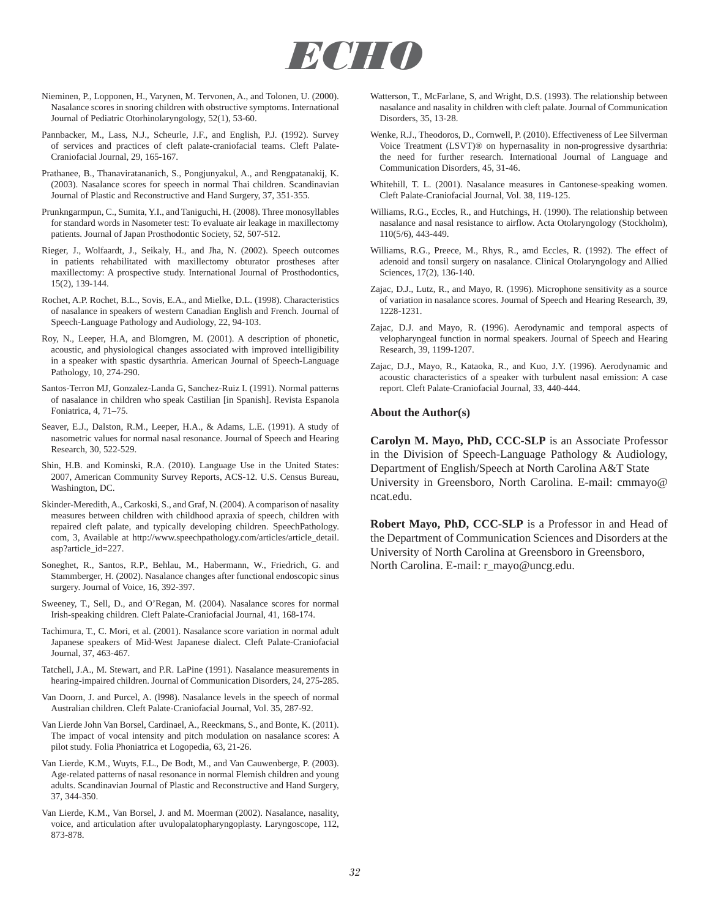Nieminen, P., Lopponen, H., Varynen, M. Tervonen, A., and Tolonen, U. (2000). Nasalance scores in snoring children with obstructive symptoms. International Journal of Pediatric Otorhinolaryngology, 52(1), 53-60.

Pannbacker, M., Lass, N.J., Scheurle, J.F., and English, P.J. (1992). Survey of services and practices of cleft palate-craniofacial teams. Cleft Palate-Craniofacial Journal, 29, 165-167.

Prathanee, B., Thanaviratananich, S., Pongjunyakul, A., and Rengpatanakij, K. (2003). Nasalance scores for speech in normal Thai children. Scandinavian Journal of Plastic and Reconstructive and Hand Surgery, 37, 351-355.

Prunkngarmpun, C., Sumita, Y.I., and Taniguchi, H. (2008). Three monosyllables for standard words in Nasometer test: To evaluate air leakage in maxillectomy patients. Journal of Japan Prosthodontic Society, 52, 507-512.

Rieger, J., Wolfaardt, J., Seikaly, H., and Jha, N. (2002). Speech outcomes in patients rehabilitated with maxillectomy obturator prostheses after maxillectomy: A prospective study. International Journal of Prosthodontics, 15(2), 139-144.

Rochet, A.P. Rochet, B.L., Sovis, E.A., and Mielke, D.L. (1998). Characteristics of nasalance in speakers of western Canadian English and French. Journal of Speech-Language Pathology and Audiology, 22, 94-103.

Roy, N., Leeper, H.A, and Blomgren, M. (2001). A description of phonetic, acoustic, and physiological changes associated with improved intelligibility in a speaker with spastic dysarthria. American Journal of Speech-Language Pathology, 10, 274-290.

Santos-Terron MJ, Gonzalez-Landa G, Sanchez-Ruiz I. (1991). Normal patterns of nasalance in children who speak Castilian [in Spanish]. Revista Espanola Foniatrica, 4, 71–75.

Seaver, E.J., Dalston, R.M., Leeper, H.A., & Adams, L.E. (1991). A study of nasometric values for normal nasal resonance. Journal of Speech and Hearing Research, 30, 522-529.

Shin, H.B. and Kominski, R.A. (2010). Language Use in the United States: 2007, American Community Survey Reports, ACS-12. U.S. Census Bureau, Washington, DC.

Skinder-Meredith, A., Carkoski, S., and Graf, N. (2004). A comparison of nasality measures between children with childhood apraxia of speech, children with repaired cleft palate, and typically developing children. SpeechPathology.com, 3, Available at http://www.speechpathology.com/articles/article_detail.asp?article_id=227.

Soneghet, R., Santos, R.P., Behlau, M., Habermann, W., Friedrich, G. and Stammberger, H. (2002). Nasalance changes after functional endoscopic sinus surgery. Journal of Voice, 16, 392-397.

Sweeney, T., Sell, D., and O'Regan, M. (2004). Nasalance scores for normal Irish-speaking children. Cleft Palate-Craniofacial Journal, 41, 168-174.

Tachimura, T., C. Mori, et al. (2001). Nasalance score variation in normal adult Japanese speakers of Mid-West Japanese dialect. Cleft Palate-Craniofacial Journal, 37, 463-467.

Tatchell, J.A., M. Stewart, and P.R. LaPine (1991). Nasalance measurements in hearing-impaired children. Journal of Communication Disorders, 24, 275-285.

Van Doorn, J. and Purcel, A. (l998). Nasalance levels in the speech of normal Australian children. Cleft Palate-Craniofacial Journal, Vol. 35, 287-92.

Van Lierde John Van Borsel, Cardinael, A., Reeckmans, S., and Bonte, K. (2011). The impact of vocal intensity and pitch modulation on nasalance scores: A pilot study. Folia Phoniatrica et Logopedia, 63, 21-26.

Van Lierde, K.M., Wuyts, F.L., De Bodt, M., and Van Cauwenberge, P. (2003). Age-related patterns of nasal resonance in normal Flemish children and young adults. Scandinavian Journal of Plastic and Reconstructive and Hand Surgery, 37, 344-350.

Van Lierde, K.M., Van Borsel, J. and M. Moerman (2002). Nasalance, nasality, voice, and articulation after uvulopalatopharyngoplasty. Laryngoscope, 112, 873-878.

Watterson, T., McFarlane, S, and Wright, D.S. (1993). The relationship between nasalance and nasality in children with cleft palate. Journal of Communication Disorders, 35, 13-28.

Wenke, R.J., Theodoros, D., Cornwell, P. (2010). Effectiveness of Lee Silverman Voice Treatment (LSVT)® on hypernasality in non-progressive dysarthria: the need for further research. International Journal of Language and Communication Disorders, 45, 31-46.

Whitehill, T. L. (2001). Nasalance measures in Cantonese-speaking women. Cleft Palate-Craniofacial Journal, Vol. 38, 119-125.

Williams, R.G., Eccles, R., and Hutchings, H. (1990). The relationship between nasalance and nasal resistance to airflow. Acta Otolaryngology (Stockholm), 110(5/6), 443-449.

Williams, R.G., Preece, M., Rhys, R., amd Eccles, R. (1992). The effect of adenoid and tonsil surgery on nasalance. Clinical Otolaryngology and Allied Sciences, 17(2), 136-140.

Zajac, D.J., Lutz, R., and Mayo, R. (1996). Microphone sensitivity as a source of variation in nasalance scores. Journal of Speech and Hearing Research, 39, 1228-1231.

Zajac, D.J. and Mayo, R. (1996). Aerodynamic and temporal aspects of velopharyngeal function in normal speakers. Journal of Speech and Hearing Research, 39, 1199-1207.

Zajac, D.J., Mayo, R., Kataoka, R., and Kuo, J.Y. (1996). Aerodynamic and acoustic characteristics of a speaker with turbulent nasal emission: A case report. Cleft Palate-Craniofacial Journal, 33, 440-444.

### About the Author(s)

**Carolyn M. Mayo, PhD, CCC-SLP** is an Associate Professor in the Division of Speech-Language Pathology & Audiology, Department of English/Speech at North Carolina A&T State University in Greensboro, North Carolina. E-mail: cmmayo@ncat.edu.

**Robert Mayo, PhD, CCC-SLP** is a Professor in and Head of the Department of Communication Sciences and Disorders at the University of North Carolina at Greensboro in Greensboro, North Carolina. E-mail: r_mayo@uncg.edu.